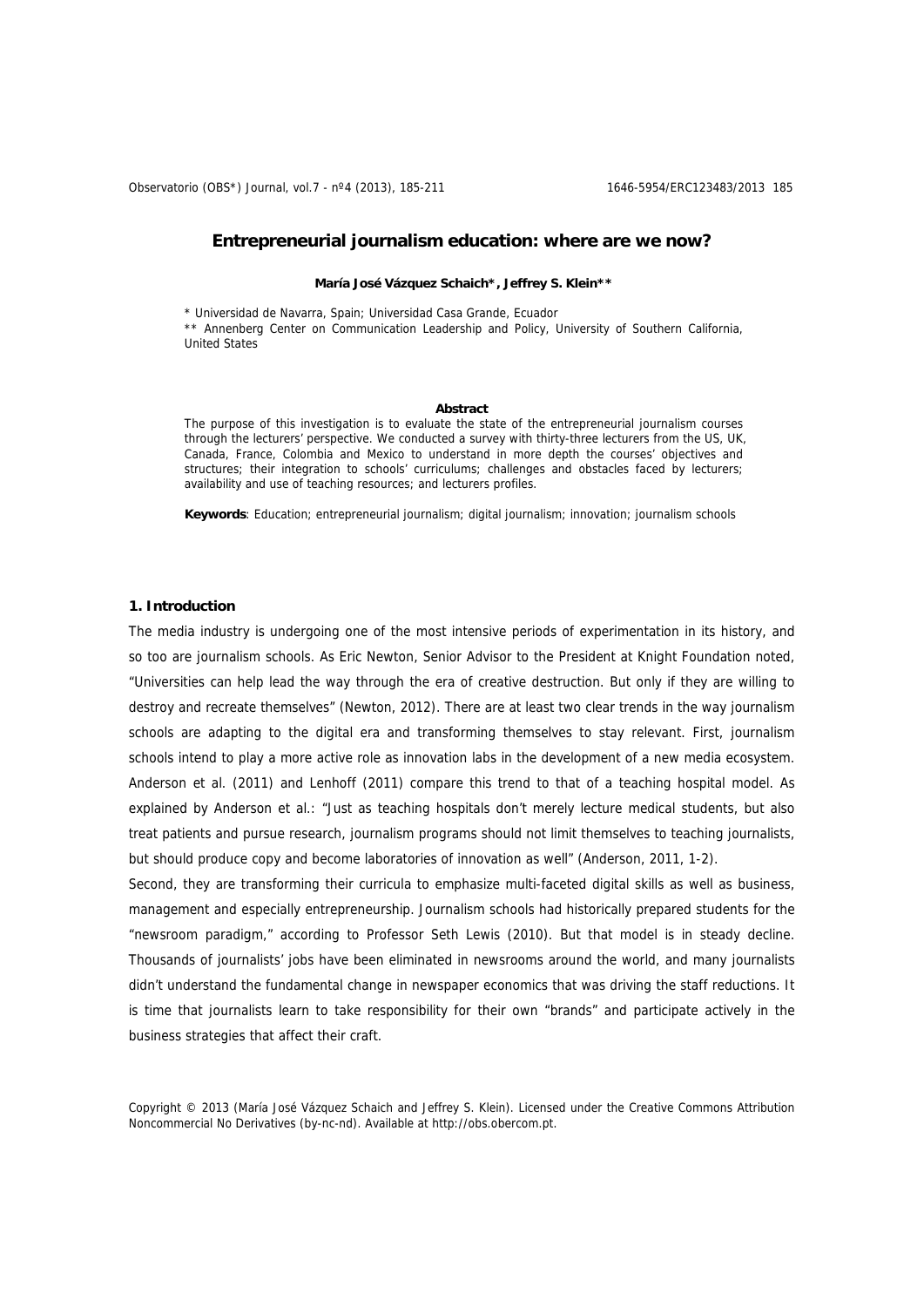# Entrepreneurial journalism education: where are we now?

**María José Vázquez Schaich*, Jeffrey S. Klein****

\* Universidad de Navarra, Spain; Universidad Casa Grande, Ecuador

\*\* Annenberg Center on Communication Leadership and Policy, University of Southern California, United States

**Abstract**

The purpose of this investigation is to evaluate the state of the entrepreneurial journalism courses through the lecturers' perspective. We conducted a survey with thirty-three lecturers from the US, UK, Canada, France, Colombia and Mexico to understand in more depth the courses' objectives and structures; their integration to schools' curriculums; challenges and obstacles faced by lecturers; availability and use of teaching resources; and lecturers profiles.

**Keywords**: Education; entrepreneurial journalism; digital journalism; innovation; journalism schools

## 1. Introduction

The media industry is undergoing one of the most intensive periods of experimentation in its history, and so too are journalism schools. As Eric Newton, Senior Advisor to the President at Knight Foundation noted, "Universities can help lead the way through the era of creative destruction. But only if they are willing to destroy and recreate themselves" (Newton, 2012). There are at least two clear trends in the way journalism schools are adapting to the digital era and transforming themselves to stay relevant. First, journalism schools intend to play a more active role as innovation labs in the development of a new media ecosystem. Anderson et al. (2011) and Lenhoff (2011) compare this trend to that of a teaching hospital model. As explained by Anderson et al.: "Just as teaching hospitals don't merely lecture medical students, but also treat patients and pursue research, journalism programs should not limit themselves to teaching journalists, but should produce copy and become laboratories of innovation as well" (Anderson, 2011, 1-2).

Second, they are transforming their curricula to emphasize multi-faceted digital skills as well as business, management and especially entrepreneurship. Journalism schools had historically prepared students for the "newsroom paradigm," according to Professor Seth Lewis (2010). But that model is in steady decline. Thousands of journalists' jobs have been eliminated in newsrooms around the world, and many journalists didn't understand the fundamental change in newspaper economics that was driving the staff reductions. It is time that journalists learn to take responsibility for their own "brands" and participate actively in the business strategies that affect their craft.

Copyright © 2013 (María José Vázquez Schaich and Jeffrey S. Klein). Licensed under the Creative Commons Attribution Noncommercial No Derivatives (by-nc-nd). Available at http://obs.obercom.pt.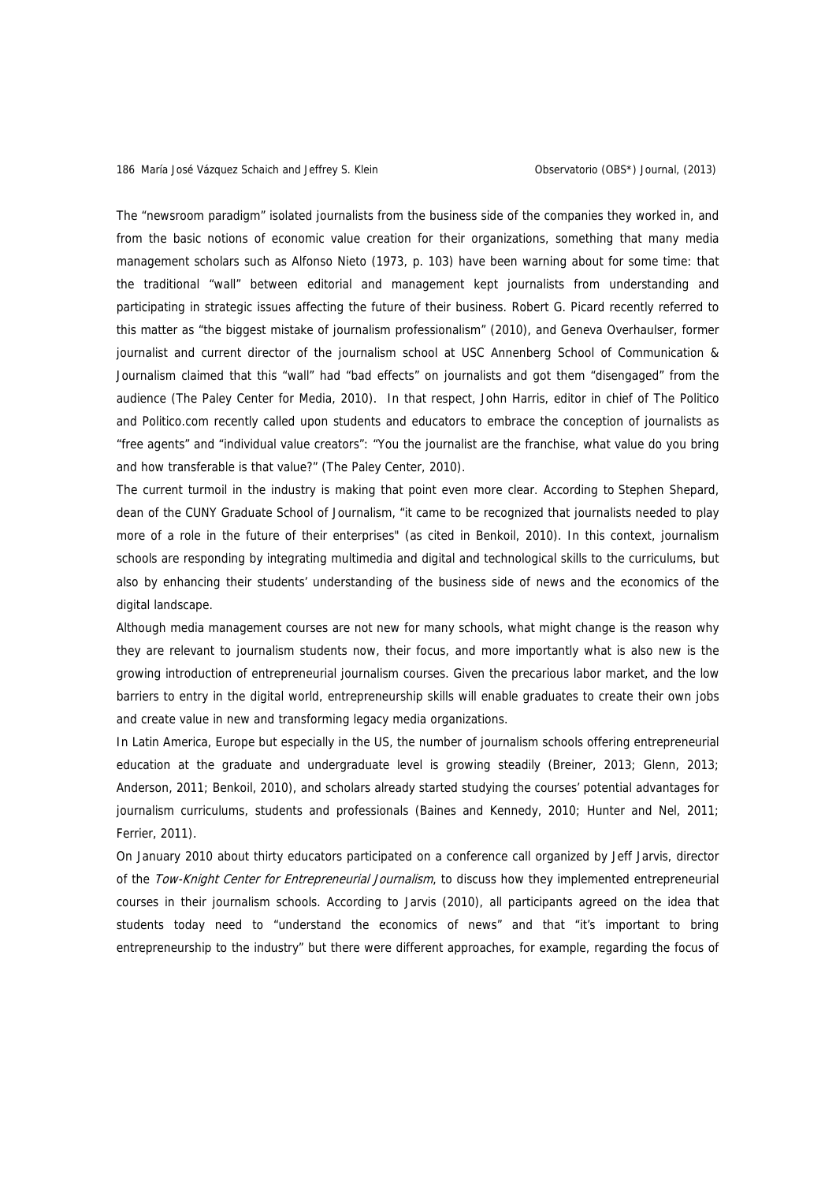The "newsroom paradigm" isolated journalists from the business side of the companies they worked in, and from the basic notions of economic value creation for their organizations, something that many media management scholars such as Alfonso Nieto (1973, p. 103) have been warning about for some time: that the traditional "wall" between editorial and management kept journalists from understanding and participating in strategic issues affecting the future of their business. Robert G. Picard recently referred to this matter as "the biggest mistake of journalism professionalism" (2010), and Geneva Overhaulser, former journalist and current director of the journalism school at USC Annenberg School of Communication & Journalism claimed that this "wall" had "bad effects" on journalists and got them "disengaged" from the audience (The Paley Center for Media, 2010). In that respect, John Harris, editor in chief of The Politico and Politico.com recently called upon students and educators to embrace the conception of journalists as "free agents" and "individual value creators": "You the journalist are the franchise, what value do you bring and how transferable is that value?" (The Paley Center, 2010).

The current turmoil in the industry is making that point even more clear. According to Stephen Shepard, dean of the CUNY Graduate School of Journalism, "it came to be recognized that journalists needed to play more of a role in the future of their enterprises" (as cited in Benkoil, 2010). In this context, journalism schools are responding by integrating multimedia and digital and technological skills to the curriculums, but also by enhancing their students' understanding of the business side of news and the economics of the digital landscape.

Although media management courses are not new for many schools, what might change is the reason why they are relevant to journalism students now, their focus, and more importantly what is also new is the growing introduction of entrepreneurial journalism courses. Given the precarious labor market, and the low barriers to entry in the digital world, entrepreneurship skills will enable graduates to create their own jobs and create value in new and transforming legacy media organizations.

In Latin America, Europe but especially in the US, the number of journalism schools offering entrepreneurial education at the graduate and undergraduate level is growing steadily (Breiner, 2013; Glenn, 2013; Anderson, 2011; Benkoil, 2010), and scholars already started studying the courses' potential advantages for journalism curriculums, students and professionals (Baines and Kennedy, 2010; Hunter and Nel, 2011; Ferrier, 2011).

On January 2010 about thirty educators participated on a conference call organized by Jeff Jarvis, director of the *Tow-Knight Center for Entrepreneurial Journalism*, to discuss how they implemented entrepreneurial courses in their journalism schools. According to Jarvis (2010), all participants agreed on the idea that students today need to "understand the economics of news" and that "it's important to bring entrepreneurship to the industry" but there were different approaches, for example, regarding the focus of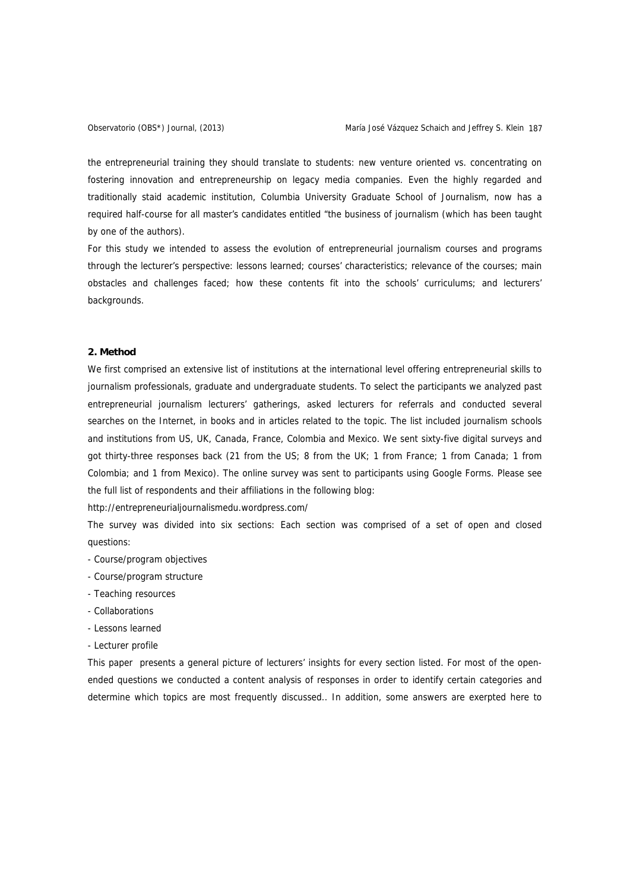the entrepreneurial training they should translate to students: new venture oriented vs. concentrating on fostering innovation and entrepreneurship on legacy media companies. Even the highly regarded and traditionally staid academic institution, Columbia University Graduate School of Journalism, now has a required half-course for all master's candidates entitled "the business of journalism (which has been taught by one of the authors).

For this study we intended to assess the evolution of entrepreneurial journalism courses and programs through the lecturer's perspective: lessons learned; courses' characteristics; relevance of the courses; main obstacles and challenges faced; how these contents fit into the schools' curriculums; and lecturers' backgrounds.

## 2. Method

We first comprised an extensive list of institutions at the international level offering entrepreneurial skills to journalism professionals, graduate and undergraduate students. To select the participants we analyzed past entrepreneurial journalism lecturers' gatherings, asked lecturers for referrals and conducted several searches on the Internet, in books and in articles related to the topic. The list included journalism schools and institutions from US, UK, Canada, France, Colombia and Mexico. We sent sixty-five digital surveys and got thirty-three responses back (21 from the US; 8 from the UK; 1 from France; 1 from Canada; 1 from Colombia; and 1 from Mexico). The online survey was sent to participants using Google Forms. Please see the full list of respondents and their affiliations in the following blog:

http://entrepreneurialjournalismedu.wordpress.com/

The survey was divided into six sections: Each section was comprised of a set of open and closed questions:

- Course/program objectives
- Course/program structure
- Teaching resources
- Collaborations
- Lessons learned
- Lecturer profile

This paper presents a general picture of lecturers' insights for every section listed. For most of the open-ended questions we conducted a content analysis of responses in order to identify certain categories and determine which topics are most frequently discussed.. In addition, some answers are exerpted here to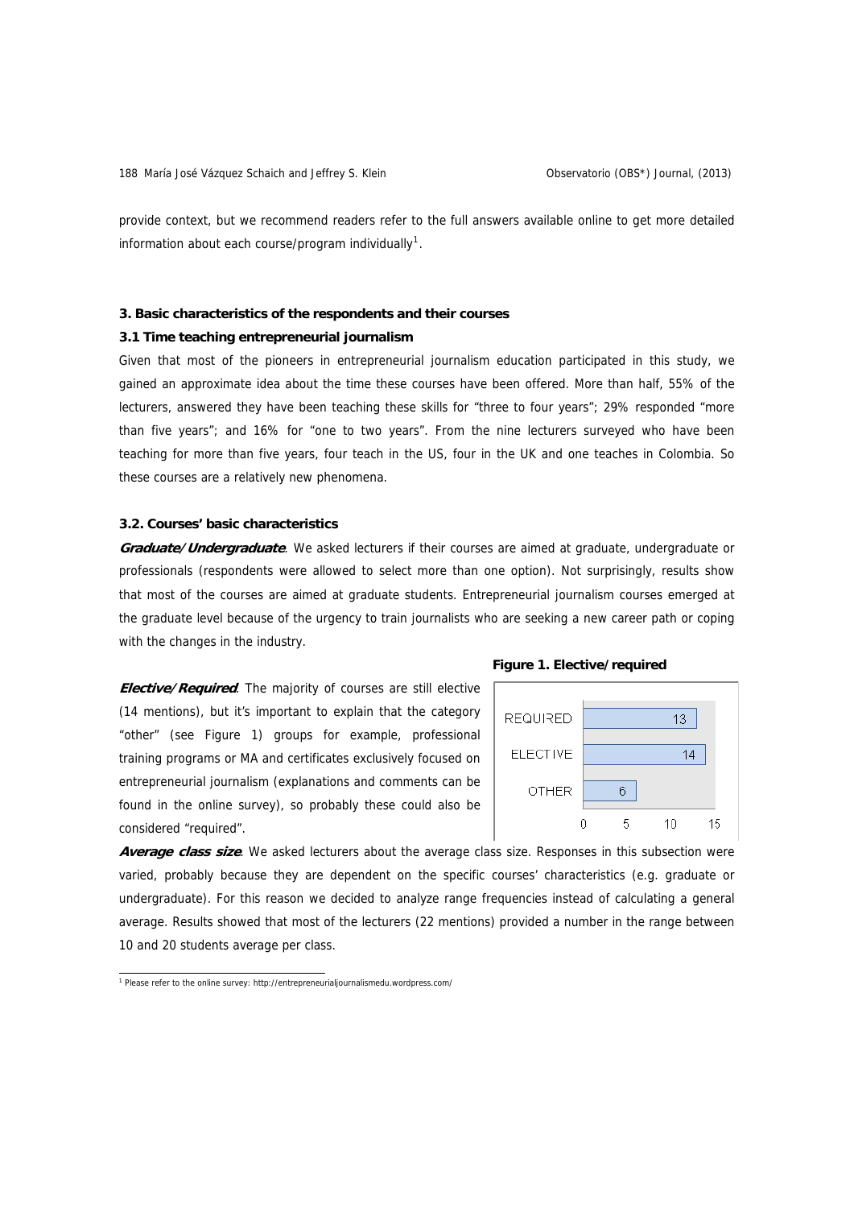provide context, but we recommend readers refer to the full answers available online to get more detailed information about each course/program individually[1].

### 3. Basic characteristics of the respondents and their courses

#### 3.1 Time teaching entrepreneurial journalism

Given that most of the pioneers in entrepreneurial journalism education participated in this study, we gained an approximate idea about the time these courses have been offered. More than half, 55% of the lecturers, answered they have been teaching these skills for "three to four years"; 29% responded "more than five years"; and 16% for "one to two years". From the nine lecturers surveyed who have been teaching for more than five years, four teach in the US, four in the UK and one teaches in Colombia. So these courses are a relatively new phenomena.

#### 3.2. Courses' basic characteristics

***Graduate/Undergraduate***. We asked lecturers if their courses are aimed at graduate, undergraduate or professionals (respondents were allowed to select more than one option). Not surprisingly, results show that most of the courses are aimed at graduate students. Entrepreneurial journalism courses emerged at the graduate level because of the urgency to train journalists who are seeking a new career path or coping with the changes in the industry.

***Elective/Required***. The majority of courses are still elective (14 mentions), but it's important to explain that the category "other" (see Figure 1) groups for example, professional training programs or MA and certificates exclusively focused on entrepreneurial journalism (explanations and comments can be found in the online survey), so probably these could also be considered "required".

**Figure 1. Elective/required**

| Category | Mentions |
| --- | --- |
| REQUIRED | 13 |
| ELECTIVE | 14 |
| OTHER | 6 |

***Average class size***. We asked lecturers about the average class size. Responses in this subsection were varied, probably because they are dependent on the specific courses' characteristics (e.g. graduate or undergraduate). For this reason we decided to analyze range frequencies instead of calculating a general average. Results showed that most of the lecturers (22 mentions) provided a number in the range between 10 and 20 students average per class.

[1] Please refer to the online survey: http://entrepreneurialjournalismedu.wordpress.com/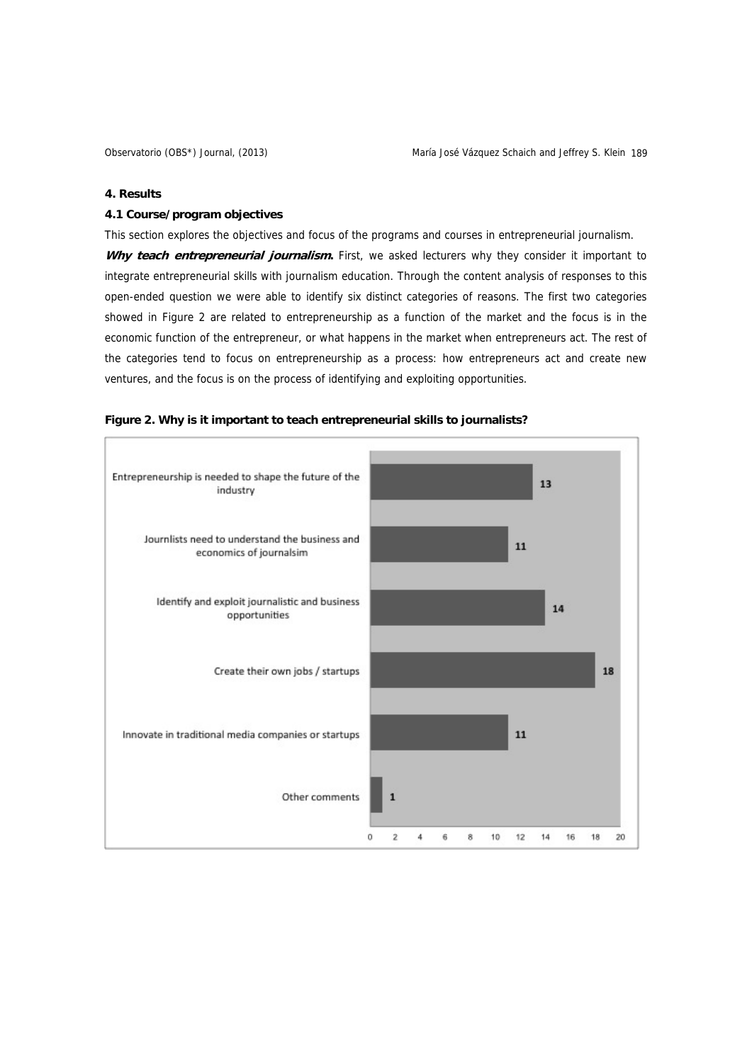## 4. Results

### 4.1 Course/program objectives

This section explores the objectives and focus of the programs and courses in entrepreneurial journalism.

***Why teach entrepreneurial journalism.*** First, we asked lecturers why they consider it important to integrate entrepreneurial skills with journalism education. Through the content analysis of responses to this open-ended question we were able to identify six distinct categories of reasons. The first two categories showed in Figure 2 are related to entrepreneurship as a function of the market and the focus is in the economic function of the entrepreneur, or what happens in the market when entrepreneurs act. The rest of the categories tend to focus on entrepreneurship as a process: how entrepreneurs act and create new ventures, and the focus is on the process of identifying and exploiting opportunities.

**Figure 2. Why is it important to teach entrepreneurial skills to journalists?**

| Reason | Count |
| --- | --- |
| Entrepreneurship is needed to shape the future of the industry | 13 |
| Journlists need to understand the business and economics of journalsim | 11 |
| Identify and exploit journalistic and business opportunities | 14 |
| Create their own jobs / startups | 18 |
| Innovate in traditional media companies or startups | 11 |
| Other comments | 1 |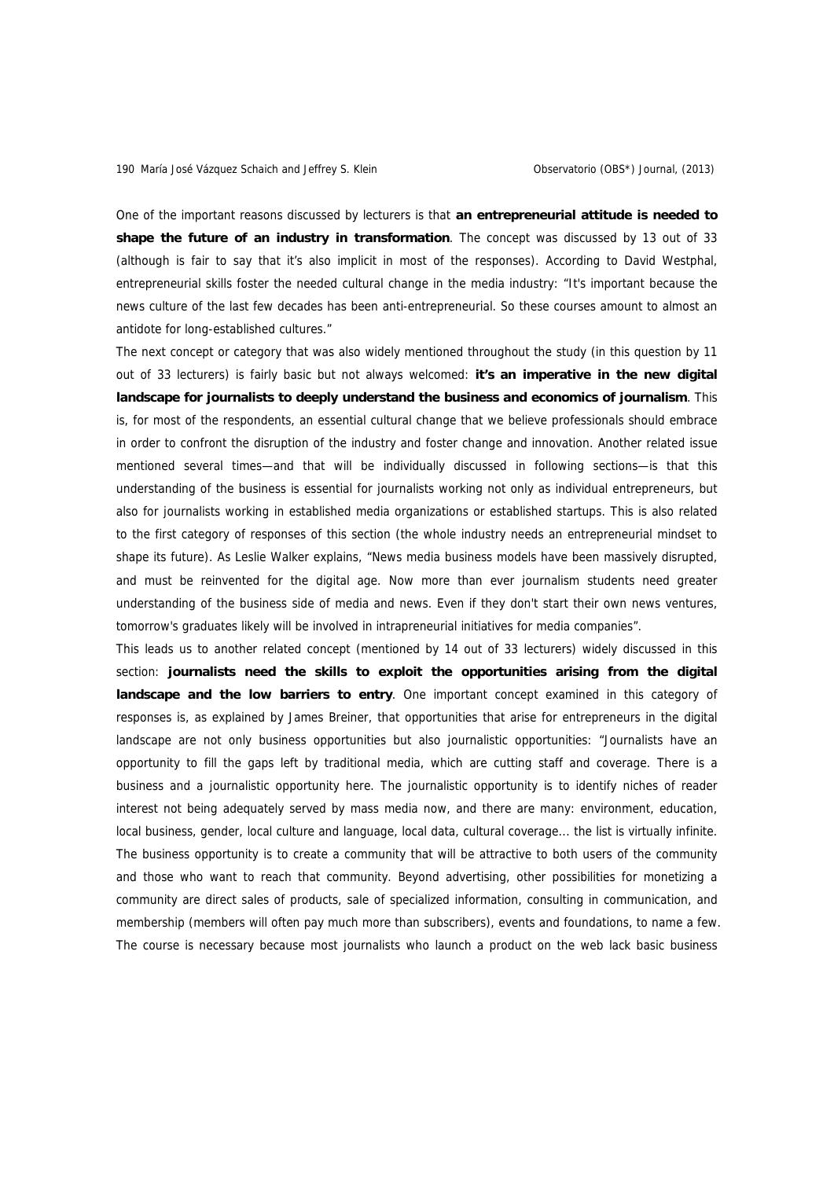One of the important reasons discussed by lecturers is that **an entrepreneurial attitude is needed to shape the future of an industry in transformation**. The concept was discussed by 13 out of 33 (although is fair to say that it's also implicit in most of the responses). According to David Westphal, entrepreneurial skills foster the needed cultural change in the media industry: "It's important because the news culture of the last few decades has been anti-entrepreneurial. So these courses amount to almost an antidote for long-established cultures."

The next concept or category that was also widely mentioned throughout the study (in this question by 11 out of 33 lecturers) is fairly basic but not always welcomed: **it's an imperative in the new digital landscape for journalists to deeply understand the business and economics of journalism**. This is, for most of the respondents, an essential cultural change that we believe professionals should embrace in order to confront the disruption of the industry and foster change and innovation. Another related issue mentioned several times—and that will be individually discussed in following sections—is that this understanding of the business is essential for journalists working not only as individual entrepreneurs, but also for journalists working in established media organizations or established startups. This is also related to the first category of responses of this section (the whole industry needs an entrepreneurial mindset to shape its future). As Leslie Walker explains, "News media business models have been massively disrupted, and must be reinvented for the digital age. Now more than ever journalism students need greater understanding of the business side of media and news. Even if they don't start their own news ventures, tomorrow's graduates likely will be involved in intrapreneurial initiatives for media companies".

This leads us to another related concept (mentioned by 14 out of 33 lecturers) widely discussed in this section: **journalists need the skills to exploit the opportunities arising from the digital landscape and the low barriers to entry**. One important concept examined in this category of responses is, as explained by James Breiner, that opportunities that arise for entrepreneurs in the digital landscape are not only business opportunities but also journalistic opportunities: "Journalists have an opportunity to fill the gaps left by traditional media, which are cutting staff and coverage. There is a business and a journalistic opportunity here. The journalistic opportunity is to identify niches of reader interest not being adequately served by mass media now, and there are many: environment, education, local business, gender, local culture and language, local data, cultural coverage... the list is virtually infinite. The business opportunity is to create a community that will be attractive to both users of the community and those who want to reach that community. Beyond advertising, other possibilities for monetizing a community are direct sales of products, sale of specialized information, consulting in communication, and membership (members will often pay much more than subscribers), events and foundations, to name a few. The course is necessary because most journalists who launch a product on the web lack basic business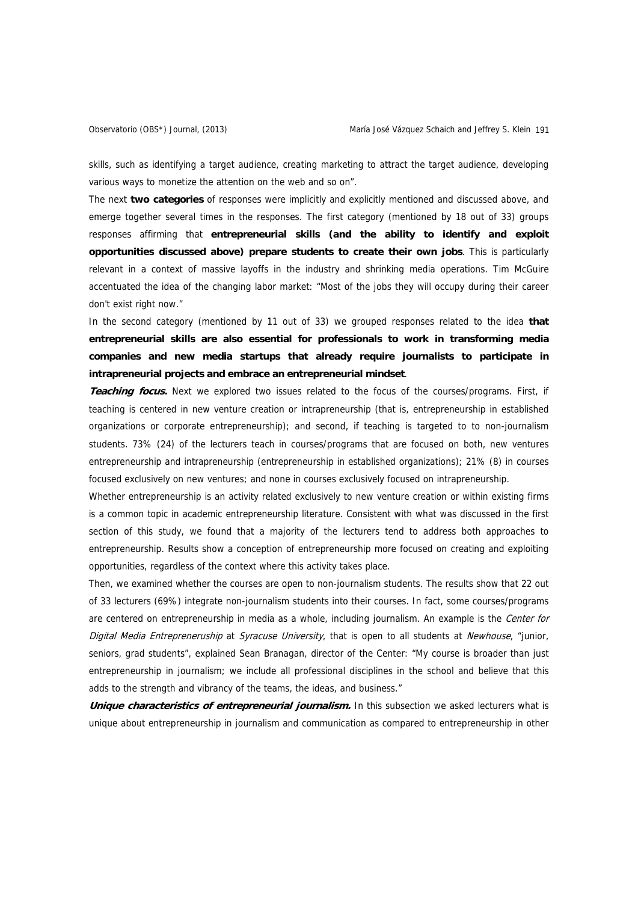skills, such as identifying a target audience, creating marketing to attract the target audience, developing various ways to monetize the attention on the web and so on".

The next **two categories** of responses were implicitly and explicitly mentioned and discussed above, and emerge together several times in the responses. The first category (mentioned by 18 out of 33) groups responses affirming that **entrepreneurial skills (and the ability to identify and exploit opportunities discussed above) prepare students to create their own jobs**. This is particularly relevant in a context of massive layoffs in the industry and shrinking media operations. Tim McGuire accentuated the idea of the changing labor market: "Most of the jobs they will occupy during their career don't exist right now."

In the second category (mentioned by 11 out of 33) we grouped responses related to the idea **that entrepreneurial skills are also essential for professionals to work in transforming media companies and new media startups that already require journalists to participate in intrapreneurial projects and embrace an entrepreneurial mindset**.

***Teaching focus.*** Next we explored two issues related to the focus of the courses/programs. First, if teaching is centered in new venture creation or intrapreneurship (that is, entrepreneurship in established organizations or corporate entrepreneurship); and second, if teaching is targeted to to non-journalism students. 73% (24) of the lecturers teach in courses/programs that are focused on both, new ventures entrepreneurship and intrapreneurship (entrepreneurship in established organizations); 21% (8) in courses focused exclusively on new ventures; and none in courses exclusively focused on intrapreneurship.

Whether entrepreneurship is an activity related exclusively to new venture creation or within existing firms is a common topic in academic entrepreneurship literature. Consistent with what was discussed in the first section of this study, we found that a majority of the lecturers tend to address both approaches to entrepreneurship. Results show a conception of entrepreneurship more focused on creating and exploiting opportunities, regardless of the context where this activity takes place.

Then, we examined whether the courses are open to non-journalism students. The results show that 22 out of 33 lecturers (69%) integrate non-journalism students into their courses. In fact, some courses/programs are centered on entrepreneurship in media as a whole, including journalism. An example is the *Center for Digital Media Entrepreneruship* at *Syracuse University*, that is open to all students at *Newhouse*, "junior, seniors, grad students", explained Sean Branagan, director of the Center: "My course is broader than just entrepreneurship in journalism; we include all professional disciplines in the school and believe that this adds to the strength and vibrancy of the teams, the ideas, and business."

***Unique characteristics of entrepreneurial journalism.*** In this subsection we asked lecturers what is unique about entrepreneurship in journalism and communication as compared to entrepreneurship in other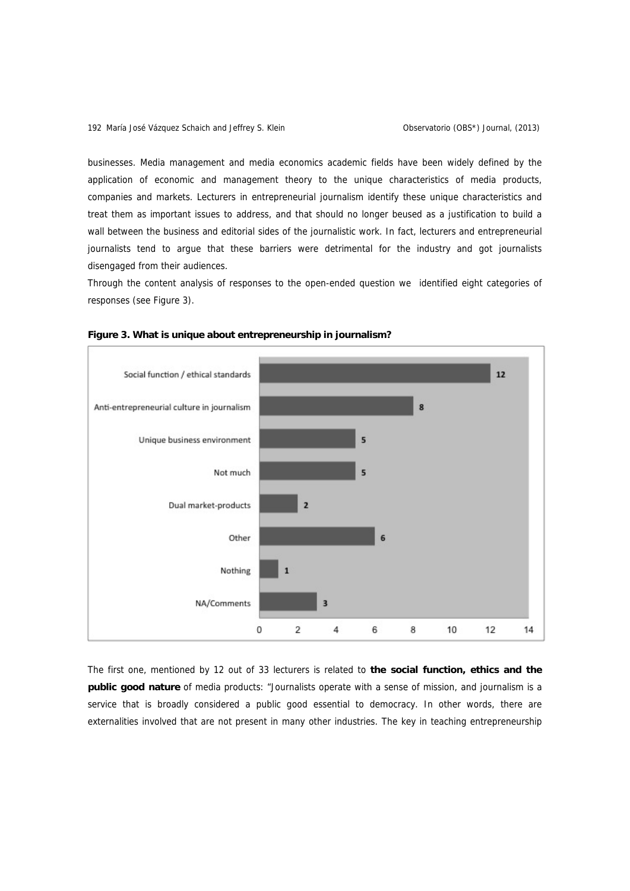businesses. Media management and media economics academic fields have been widely defined by the application of economic and management theory to the unique characteristics of media products, companies and markets. Lecturers in entrepreneurial journalism identify these unique characteristics and treat them as important issues to address, and that should no longer beused as a justification to build a wall between the business and editorial sides of the journalistic work. In fact, lecturers and entrepreneurial journalists tend to argue that these barriers were detrimental for the industry and got journalists disengaged from their audiences.

Through the content analysis of responses to the open-ended question we identified eight categories of responses (see Figure 3).

**Figure 3. What is unique about entrepreneurship in journalism?**

| Category | Count |
|---|---|
| Social function / ethical standards | 12 |
| Anti-entrepreneurial culture in journalism | 8 |
| Unique business environment | 5 |
| Not much | 5 |
| Dual market-products | 2 |
| Other | 6 |
| Nothing | 1 |
| NA/Comments | 3 |

The first one, mentioned by 12 out of 33 lecturers is related to **the social function, ethics and the public good nature** of media products: "Journalists operate with a sense of mission, and journalism is a service that is broadly considered a public good essential to democracy. In other words, there are externalities involved that are not present in many other industries. The key in teaching entrepreneurship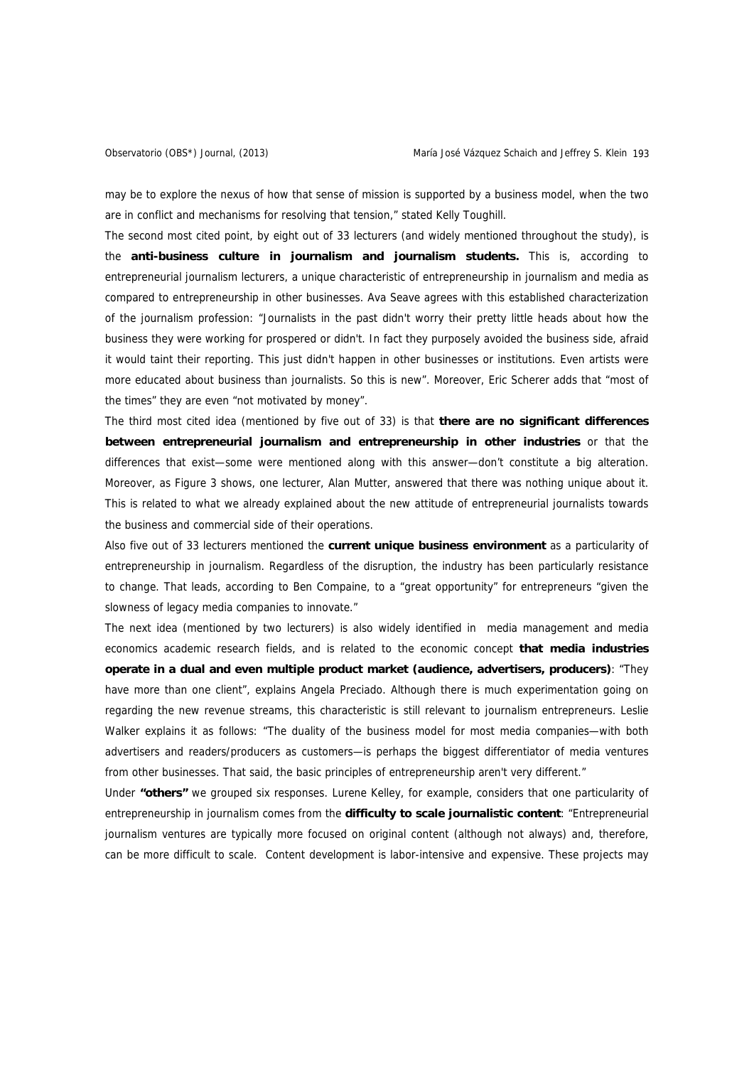may be to explore the nexus of how that sense of mission is supported by a business model, when the two are in conflict and mechanisms for resolving that tension," stated Kelly Toughill.

The second most cited point, by eight out of 33 lecturers (and widely mentioned throughout the study), is the **anti-business culture in journalism and journalism students.** This is, according to entrepreneurial journalism lecturers, a unique characteristic of entrepreneurship in journalism and media as compared to entrepreneurship in other businesses. Ava Seave agrees with this established characterization of the journalism profession: "Journalists in the past didn't worry their pretty little heads about how the business they were working for prospered or didn't. In fact they purposely avoided the business side, afraid it would taint their reporting. This just didn't happen in other businesses or institutions. Even artists were more educated about business than journalists. So this is new". Moreover, Eric Scherer adds that "most of the times" they are even "not motivated by money".

The third most cited idea (mentioned by five out of 33) is that **there are no significant differences between entrepreneurial journalism and entrepreneurship in other industries** or that the differences that exist—some were mentioned along with this answer—don't constitute a big alteration. Moreover, as Figure 3 shows, one lecturer, Alan Mutter, answered that there was nothing unique about it. This is related to what we already explained about the new attitude of entrepreneurial journalists towards the business and commercial side of their operations.

Also five out of 33 lecturers mentioned the **current unique business environment** as a particularity of entrepreneurship in journalism. Regardless of the disruption, the industry has been particularly resistance to change. That leads, according to Ben Compaine, to a "great opportunity" for entrepreneurs "given the slowness of legacy media companies to innovate."

The next idea (mentioned by two lecturers) is also widely identified in media management and media economics academic research fields, and is related to the economic concept **that media industries operate in a dual and even multiple product market (audience, advertisers, producers)**: "They have more than one client", explains Angela Preciado. Although there is much experimentation going on regarding the new revenue streams, this characteristic is still relevant to journalism entrepreneurs. Leslie Walker explains it as follows: "The duality of the business model for most media companies—with both advertisers and readers/producers as customers—is perhaps the biggest differentiator of media ventures from other businesses. That said, the basic principles of entrepreneurship aren't very different."

Under **"others"** we grouped six responses. Lurene Kelley, for example, considers that one particularity of entrepreneurship in journalism comes from the **difficulty to scale journalistic content**: "Entrepreneurial journalism ventures are typically more focused on original content (although not always) and, therefore, can be more difficult to scale. Content development is labor-intensive and expensive. These projects may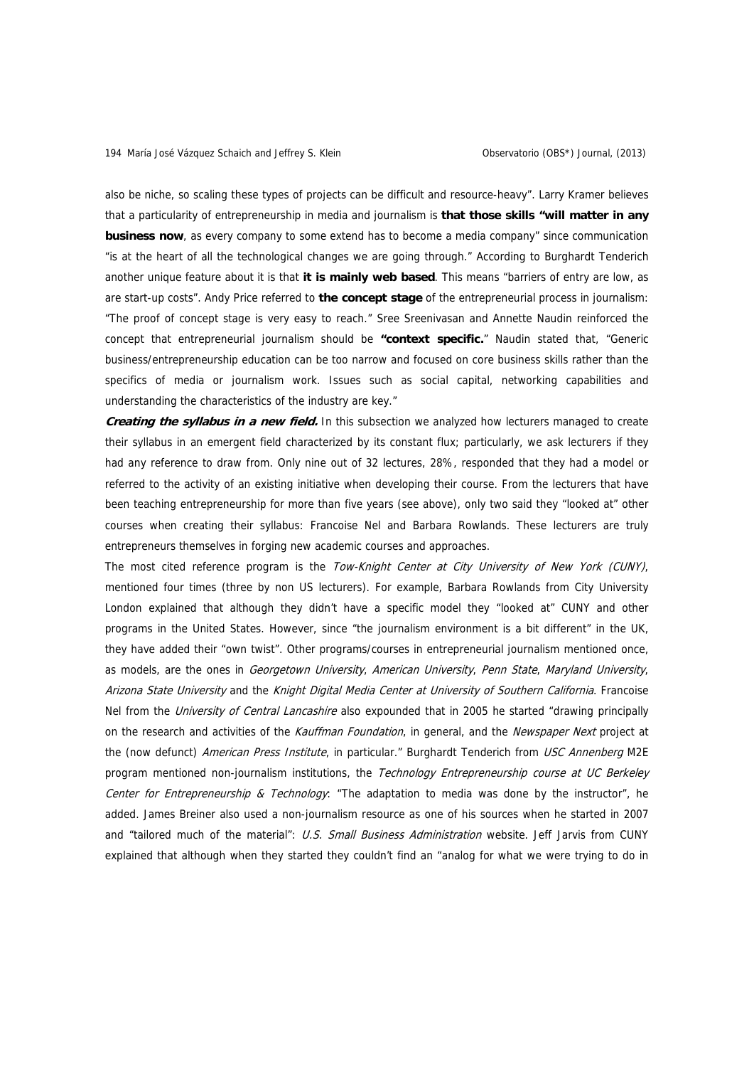also be niche, so scaling these types of projects can be difficult and resource-heavy". Larry Kramer believes that a particularity of entrepreneurship in media and journalism is **that those skills "will matter in any business now**, as every company to some extend has to become a media company" since communication "is at the heart of all the technological changes we are going through." According to Burghardt Tenderich another unique feature about it is that **it is mainly web based**. This means "barriers of entry are low, as are start-up costs". Andy Price referred to **the concept stage** of the entrepreneurial process in journalism: "The proof of concept stage is very easy to reach." Sree Sreenivasan and Annette Naudin reinforced the concept that entrepreneurial journalism should be **"context specific."** Naudin stated that, "Generic business/entrepreneurship education can be too narrow and focused on core business skills rather than the specifics of media or journalism work. Issues such as social capital, networking capabilities and understanding the characteristics of the industry are key."

***Creating the syllabus in a new field.*** In this subsection we analyzed how lecturers managed to create their syllabus in an emergent field characterized by its constant flux; particularly, we ask lecturers if they had any reference to draw from. Only nine out of 32 lectures, 28%, responded that they had a model or referred to the activity of an existing initiative when developing their course. From the lecturers that have been teaching entrepreneurship for more than five years (see above), only two said they "looked at" other courses when creating their syllabus: Francoise Nel and Barbara Rowlands. These lecturers are truly entrepreneurs themselves in forging new academic courses and approaches.

The most cited reference program is the *Tow-Knight Center at City University of New York (CUNY)*, mentioned four times (three by non US lecturers). For example, Barbara Rowlands from City University London explained that although they didn't have a specific model they "looked at" CUNY and other programs in the United States. However, since "the journalism environment is a bit different" in the UK, they have added their "own twist". Other programs/courses in entrepreneurial journalism mentioned once, as models, are the ones in *Georgetown University*, *American University*, *Penn State*, *Maryland University*, *Arizona State University* and the *Knight Digital Media Center at University of Southern California*. Francoise Nel from the *University of Central Lancashire* also expounded that in 2005 he started "drawing principally on the research and activities of the *Kauffman Foundation*, in general, and the *Newspaper Next* project at the (now defunct) *American Press Institute*, in particular." Burghardt Tenderich from *USC Annenberg* M2E program mentioned non-journalism institutions, the *Technology Entrepreneurship course at UC Berkeley Center for Entrepreneurship & Technology*: "The adaptation to media was done by the instructor", he added. James Breiner also used a non-journalism resource as one of his sources when he started in 2007 and "tailored much of the material": *U.S. Small Business Administration* website. Jeff Jarvis from CUNY explained that although when they started they couldn't find an "analog for what we were trying to do in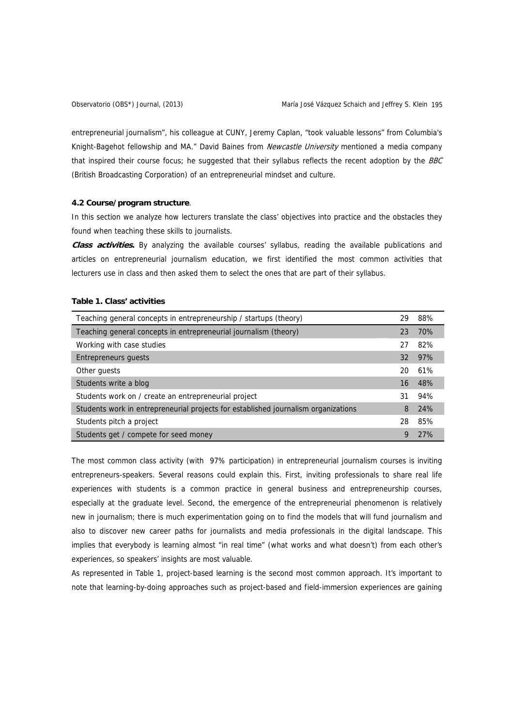entrepreneurial journalism", his colleague at CUNY, Jeremy Caplan, "took valuable lessons" from Columbia's Knight-Bagehot fellowship and MA." David Baines from *Newcastle University* mentioned a media company that inspired their course focus; he suggested that their syllabus reflects the recent adoption by the *BBC* (British Broadcasting Corporation) of an entrepreneurial mindset and culture.

**4.2 Course/program structure**.

In this section we analyze how lecturers translate the class' objectives into practice and the obstacles they found when teaching these skills to journalists.

***Class activities.*** By analyzing the available courses' syllabus, reading the available publications and articles on entrepreneurial journalism education, we first identified the most common activities that lecturers use in class and then asked them to select the ones that are part of their syllabus.

**Table 1. Class' activities**

| | | |
|---|---|---|
| Teaching general concepts in entrepreneurship / startups (theory) | 29 | 88% |
| Teaching general concepts in entrepreneurial journalism (theory) | 23 | 70% |
| Working with case studies | 27 | 82% |
| Entrepreneurs guests | 32 | 97% |
| Other guests | 20 | 61% |
| Students write a blog | 16 | 48% |
| Students work on / create an entrepreneurial project | 31 | 94% |
| Students work in entrepreneurial projects for established journalism organizations | 8 | 24% |
| Students pitch a project | 28 | 85% |
| Students get / compete for seed money | 9 | 27% |

The most common class activity (with 97% participation) in entrepreneurial journalism courses is inviting entrepreneurs-speakers. Several reasons could explain this. First, inviting professionals to share real life experiences with students is a common practice in general business and entrepreneurship courses, especially at the graduate level. Second, the emergence of the entrepreneurial phenomenon is relatively new in journalism; there is much experimentation going on to find the models that will fund journalism and also to discover new career paths for journalists and media professionals in the digital landscape. This implies that everybody is learning almost "in real time" (what works and what doesn't) from each other's experiences, so speakers' insights are most valuable.

As represented in Table 1, project-based learning is the second most common approach. It's important to note that learning-by-doing approaches such as project-based and field-immersion experiences are gaining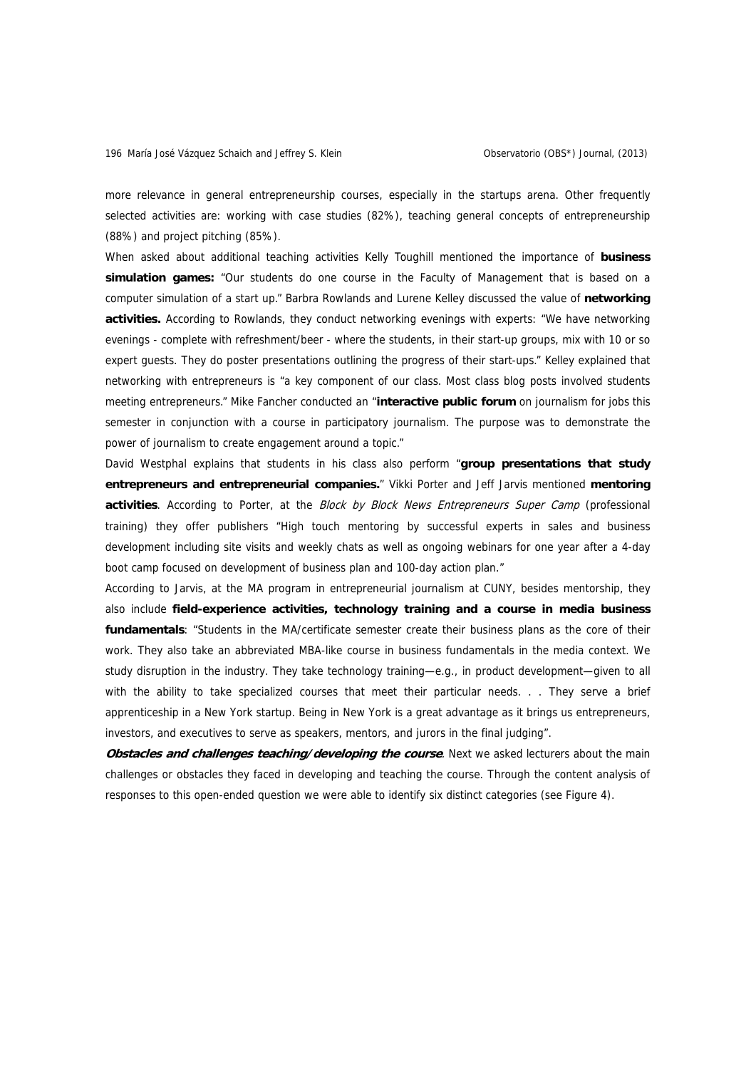more relevance in general entrepreneurship courses, especially in the startups arena. Other frequently selected activities are: working with case studies (82%), teaching general concepts of entrepreneurship (88%) and project pitching (85%).

When asked about additional teaching activities Kelly Toughill mentioned the importance of **business simulation games:** "Our students do one course in the Faculty of Management that is based on a computer simulation of a start up." Barbra Rowlands and Lurene Kelley discussed the value of **networking activities.** According to Rowlands, they conduct networking evenings with experts: "We have networking evenings - complete with refreshment/beer - where the students, in their start-up groups, mix with 10 or so expert guests. They do poster presentations outlining the progress of their start-ups." Kelley explained that networking with entrepreneurs is "a key component of our class. Most class blog posts involved students meeting entrepreneurs." Mike Fancher conducted an "**interactive public forum** on journalism for jobs this semester in conjunction with a course in participatory journalism. The purpose was to demonstrate the power of journalism to create engagement around a topic."

David Westphal explains that students in his class also perform "**group presentations that study entrepreneurs and entrepreneurial companies.**" Vikki Porter and Jeff Jarvis mentioned **mentoring activities**. According to Porter, at the *Block by Block News Entrepreneurs Super Camp* (professional training) they offer publishers "High touch mentoring by successful experts in sales and business development including site visits and weekly chats as well as ongoing webinars for one year after a 4-day boot camp focused on development of business plan and 100-day action plan."

According to Jarvis, at the MA program in entrepreneurial journalism at CUNY, besides mentorship, they also include **field-experience activities, technology training and a course in media business fundamentals**: "Students in the MA/certificate semester create their business plans as the core of their work. They also take an abbreviated MBA-like course in business fundamentals in the media context. We study disruption in the industry. They take technology training—e.g., in product development—given to all with the ability to take specialized courses that meet their particular needs. . . They serve a brief apprenticeship in a New York startup. Being in New York is a great advantage as it brings us entrepreneurs, investors, and executives to serve as speakers, mentors, and jurors in the final judging".

***Obstacles and challenges teaching/developing the course***. Next we asked lecturers about the main challenges or obstacles they faced in developing and teaching the course. Through the content analysis of responses to this open-ended question we were able to identify six distinct categories (see Figure 4).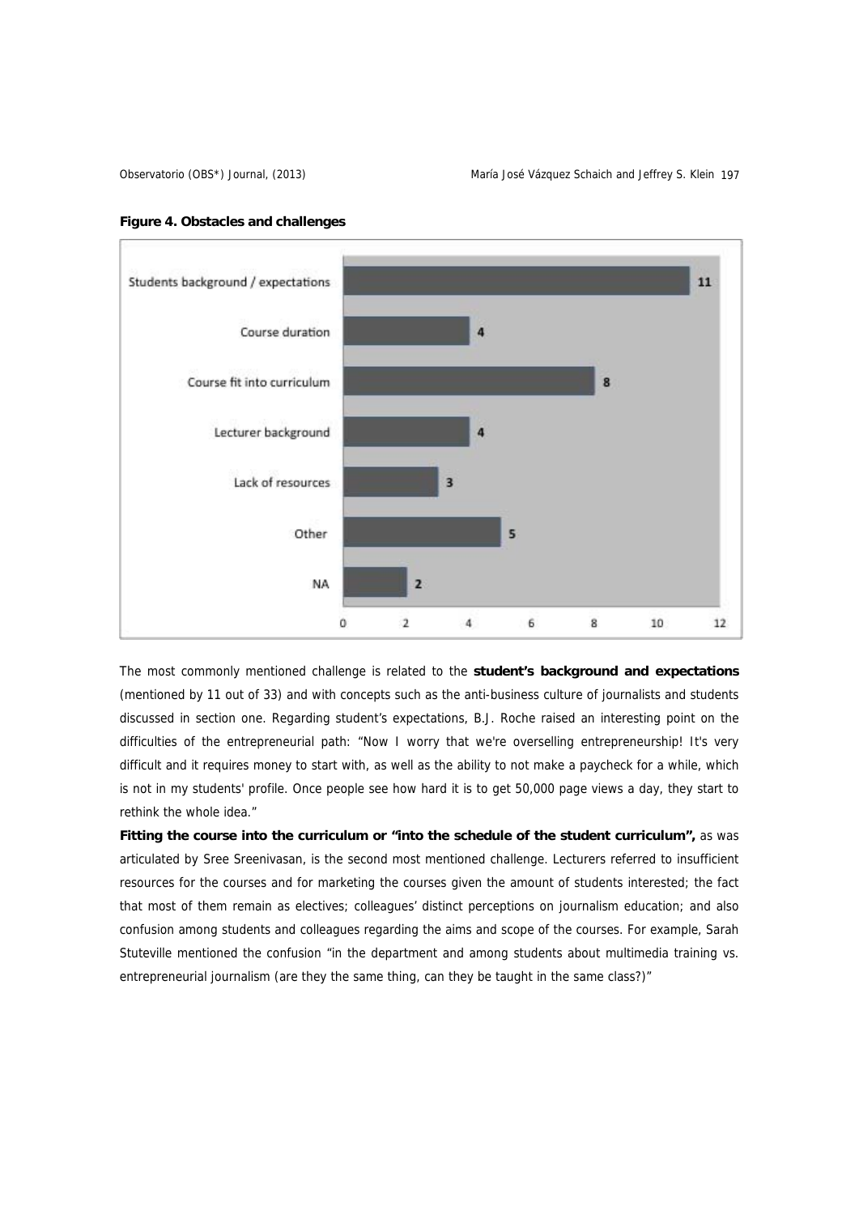**Figure 4. Obstacles and challenges**

| Category | Count |
|---|---|
| Students background / expectations | 11 |
| Course duration | 4 |
| Course fit into curriculum | 8 |
| Lecturer background | 4 |
| Lack of resources | 3 |
| Other | 5 |
| NA | 2 |

The most commonly mentioned challenge is related to the **student's background and expectations** (mentioned by 11 out of 33) and with concepts such as the anti-business culture of journalists and students discussed in section one. Regarding student's expectations, B.J. Roche raised an interesting point on the difficulties of the entrepreneurial path: "Now I worry that we're overselling entrepreneurship! It's very difficult and it requires money to start with, as well as the ability to not make a paycheck for a while, which is not in my students' profile. Once people see how hard it is to get 50,000 page views a day, they start to rethink the whole idea."

**Fitting the course into the curriculum or "into the schedule of the student curriculum",** as was articulated by Sree Sreenivasan, is the second most mentioned challenge. Lecturers referred to insufficient resources for the courses and for marketing the courses given the amount of students interested; the fact that most of them remain as electives; colleagues' distinct perceptions on journalism education; and also confusion among students and colleagues regarding the aims and scope of the courses. For example, Sarah Stuteville mentioned the confusion "in the department and among students about multimedia training vs. entrepreneurial journalism (are they the same thing, can they be taught in the same class?)"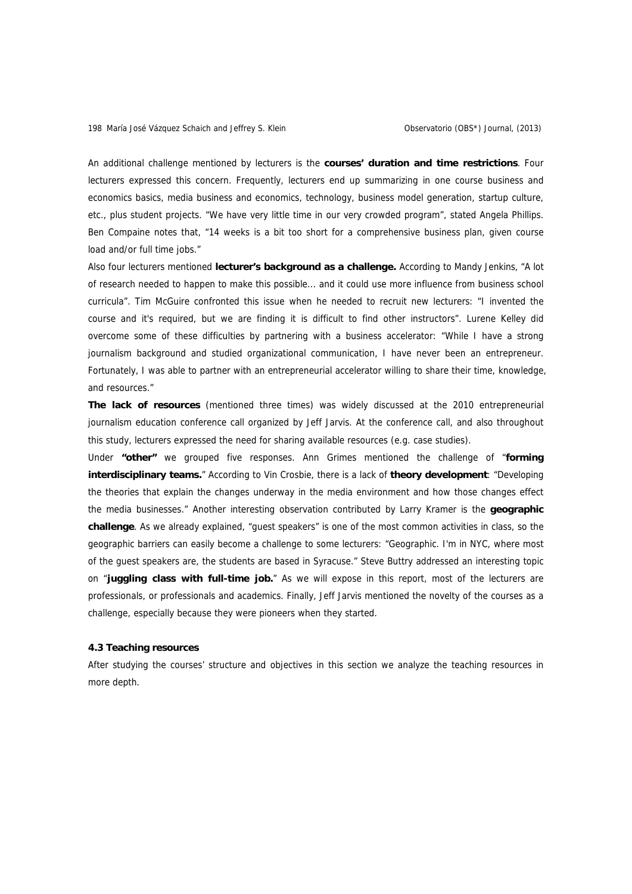An additional challenge mentioned by lecturers is the **courses' duration and time restrictions**. Four lecturers expressed this concern. Frequently, lecturers end up summarizing in one course business and economics basics, media business and economics, technology, business model generation, startup culture, etc., plus student projects. "We have very little time in our very crowded program", stated Angela Phillips. Ben Compaine notes that, "14 weeks is a bit too short for a comprehensive business plan, given course load and/or full time jobs."

Also four lecturers mentioned **lecturer's background as a challenge.** According to Mandy Jenkins, "A lot of research needed to happen to make this possible... and it could use more influence from business school curricula". Tim McGuire confronted this issue when he needed to recruit new lecturers: "I invented the course and it's required, but we are finding it is difficult to find other instructors". Lurene Kelley did overcome some of these difficulties by partnering with a business accelerator: "While I have a strong journalism background and studied organizational communication, I have never been an entrepreneur. Fortunately, I was able to partner with an entrepreneurial accelerator willing to share their time, knowledge, and resources."

**The lack of resources** (mentioned three times) was widely discussed at the 2010 entrepreneurial journalism education conference call organized by Jeff Jarvis. At the conference call, and also throughout this study, lecturers expressed the need for sharing available resources (e.g. case studies).

Under **"other"** we grouped five responses. Ann Grimes mentioned the challenge of "**forming interdisciplinary teams.**" According to Vin Crosbie, there is a lack of **theory development**: "Developing the theories that explain the changes underway in the media environment and how those changes effect the media businesses." Another interesting observation contributed by Larry Kramer is the **geographic challenge**. As we already explained, "guest speakers" is one of the most common activities in class, so the geographic barriers can easily become a challenge to some lecturers: "Geographic. I'm in NYC, where most of the guest speakers are, the students are based in Syracuse." Steve Buttry addressed an interesting topic on "**juggling class with full-time job.**" As we will expose in this report, most of the lecturers are professionals, or professionals and academics. Finally, Jeff Jarvis mentioned the novelty of the courses as a challenge, especially because they were pioneers when they started.

### 4.3 Teaching resources

After studying the courses' structure and objectives in this section we analyze the teaching resources in more depth.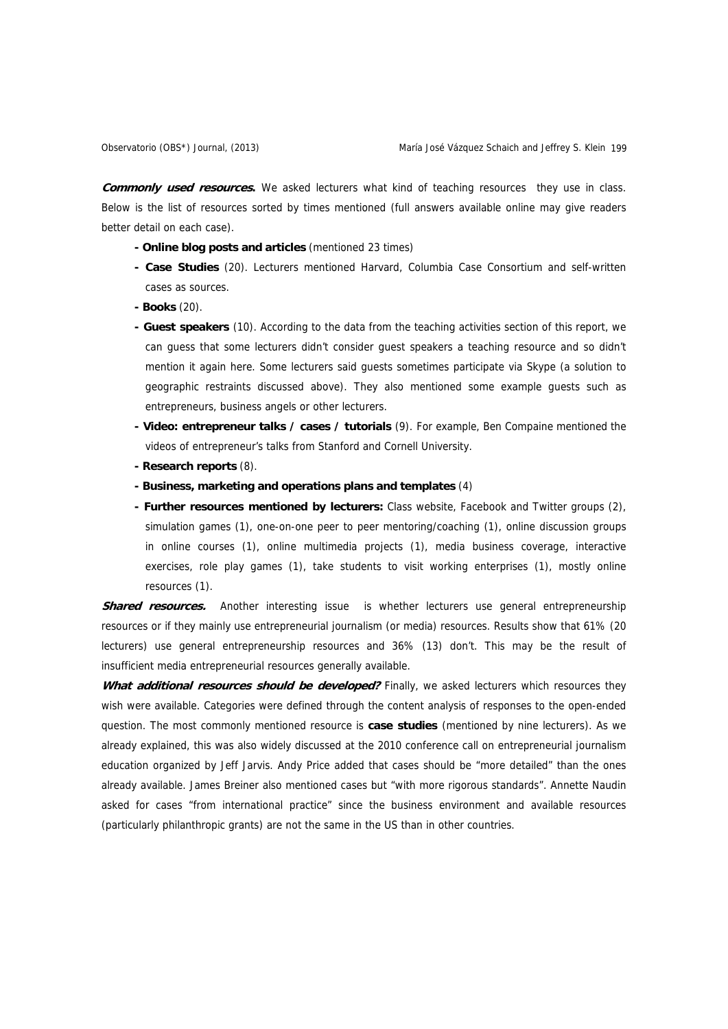***Commonly used resources.*** We asked lecturers what kind of teaching resources they use in class. Below is the list of resources sorted by times mentioned (full answers available online may give readers better detail on each case).

- **Online blog posts and articles** (mentioned 23 times)
- **Case Studies** (20). Lecturers mentioned Harvard, Columbia Case Consortium and self-written cases as sources.
- **Books** (20).
- **Guest speakers** (10). According to the data from the teaching activities section of this report, we can guess that some lecturers didn't consider guest speakers a teaching resource and so didn't mention it again here. Some lecturers said guests sometimes participate via Skype (a solution to geographic restraints discussed above). They also mentioned some example guests such as entrepreneurs, business angels or other lecturers.
- **Video: entrepreneur talks / cases / tutorials** (9). For example, Ben Compaine mentioned the videos of entrepreneur's talks from Stanford and Cornell University.
- **Research reports** (8).
- **Business, marketing and operations plans and templates** (4)
- **Further resources mentioned by lecturers:** Class website, Facebook and Twitter groups (2), simulation games (1), one-on-one peer to peer mentoring/coaching (1), online discussion groups in online courses (1), online multimedia projects (1), media business coverage, interactive exercises, role play games (1), take students to visit working enterprises (1), mostly online resources (1).

***Shared resources.*** Another interesting issue is whether lecturers use general entrepreneurship resources or if they mainly use entrepreneurial journalism (or media) resources. Results show that 61% (20 lecturers) use general entrepreneurship resources and 36% (13) don't. This may be the result of insufficient media entrepreneurial resources generally available.

***What additional resources should be developed?*** Finally, we asked lecturers which resources they wish were available. Categories were defined through the content analysis of responses to the open-ended question. The most commonly mentioned resource is **case studies** (mentioned by nine lecturers). As we already explained, this was also widely discussed at the 2010 conference call on entrepreneurial journalism education organized by Jeff Jarvis. Andy Price added that cases should be "more detailed" than the ones already available. James Breiner also mentioned cases but "with more rigorous standards". Annette Naudin asked for cases "from international practice" since the business environment and available resources (particularly philanthropic grants) are not the same in the US than in other countries.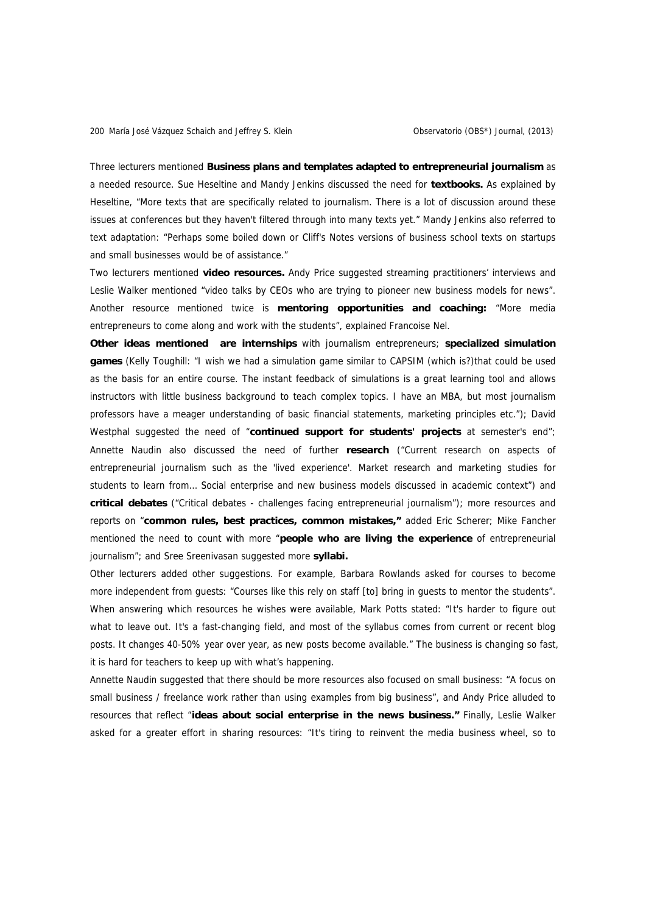Three lecturers mentioned **Business plans and templates adapted to entrepreneurial journalism** as a needed resource. Sue Heseltine and Mandy Jenkins discussed the need for **textbooks.** As explained by Heseltine, "More texts that are specifically related to journalism. There is a lot of discussion around these issues at conferences but they haven't filtered through into many texts yet." Mandy Jenkins also referred to text adaptation: "Perhaps some boiled down or Cliff's Notes versions of business school texts on startups and small businesses would be of assistance."

Two lecturers mentioned **video resources.** Andy Price suggested streaming practitioners' interviews and Leslie Walker mentioned "video talks by CEOs who are trying to pioneer new business models for news". Another resource mentioned twice is **mentoring opportunities and coaching:** "More media entrepreneurs to come along and work with the students", explained Francoise Nel.

**Other ideas mentioned are internships** with journalism entrepreneurs; **specialized simulation games** (Kelly Toughill: "I wish we had a simulation game similar to CAPSIM (which is?)that could be used as the basis for an entire course. The instant feedback of simulations is a great learning tool and allows instructors with little business background to teach complex topics. I have an MBA, but most journalism professors have a meager understanding of basic financial statements, marketing principles etc."); David Westphal suggested the need of "**continued support for students' projects** at semester's end"; Annette Naudin also discussed the need of further **research** ("Current research on aspects of entrepreneurial journalism such as the 'lived experience'. Market research and marketing studies for students to learn from... Social enterprise and new business models discussed in academic context") and **critical debates** ("Critical debates - challenges facing entrepreneurial journalism"); more resources and reports on "**common rules, best practices, common mistakes,"** added Eric Scherer; Mike Fancher mentioned the need to count with more "**people who are living the experience** of entrepreneurial journalism"; and Sree Sreenivasan suggested more **syllabi.**

Other lecturers added other suggestions. For example, Barbara Rowlands asked for courses to become more independent from guests: "Courses like this rely on staff [to] bring in guests to mentor the students". When answering which resources he wishes were available, Mark Potts stated: "It's harder to figure out what to leave out. It's a fast-changing field, and most of the syllabus comes from current or recent blog posts. It changes 40-50% year over year, as new posts become available." The business is changing so fast, it is hard for teachers to keep up with what's happening.

Annette Naudin suggested that there should be more resources also focused on small business: "A focus on small business / freelance work rather than using examples from big business", and Andy Price alluded to resources that reflect "**ideas about social enterprise in the news business."** Finally, Leslie Walker asked for a greater effort in sharing resources: "It's tiring to reinvent the media business wheel, so to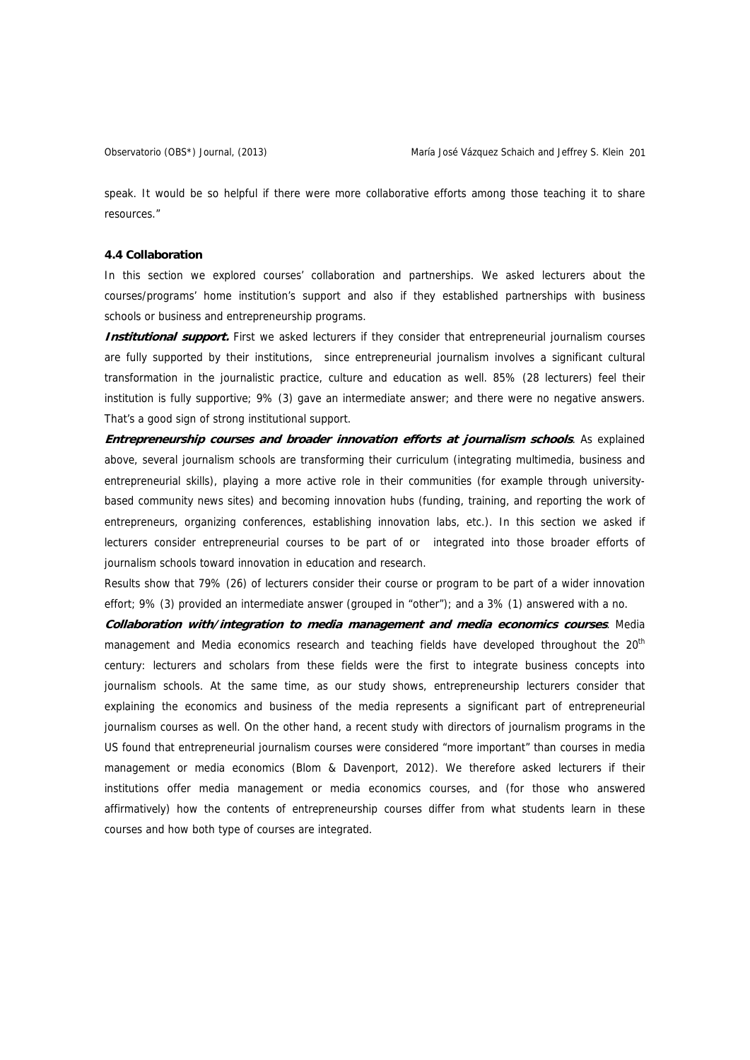speak. It would be so helpful if there were more collaborative efforts among those teaching it to share resources."

### 4.4 Collaboration

In this section we explored courses' collaboration and partnerships. We asked lecturers about the courses/programs' home institution's support and also if they established partnerships with business schools or business and entrepreneurship programs.

***Institutional support.*** First we asked lecturers if they consider that entrepreneurial journalism courses are fully supported by their institutions, since entrepreneurial journalism involves a significant cultural transformation in the journalistic practice, culture and education as well. 85% (28 lecturers) feel their institution is fully supportive; 9% (3) gave an intermediate answer; and there were no negative answers. That's a good sign of strong institutional support.

***Entrepreneurship courses and broader innovation efforts at journalism schools***. As explained above, several journalism schools are transforming their curriculum (integrating multimedia, business and entrepreneurial skills), playing a more active role in their communities (for example through university-based community news sites) and becoming innovation hubs (funding, training, and reporting the work of entrepreneurs, organizing conferences, establishing innovation labs, etc.). In this section we asked if lecturers consider entrepreneurial courses to be part of or integrated into those broader efforts of journalism schools toward innovation in education and research.

Results show that 79% (26) of lecturers consider their course or program to be part of a wider innovation effort; 9% (3) provided an intermediate answer (grouped in "other"); and a 3% (1) answered with a no.

***Collaboration with/integration to media management and media economics courses***. Media management and Media economics research and teaching fields have developed throughout the 20th century: lecturers and scholars from these fields were the first to integrate business concepts into journalism schools. At the same time, as our study shows, entrepreneurship lecturers consider that explaining the economics and business of the media represents a significant part of entrepreneurial journalism courses as well. On the other hand, a recent study with directors of journalism programs in the US found that entrepreneurial journalism courses were considered "more important" than courses in media management or media economics (Blom & Davenport, 2012). We therefore asked lecturers if their institutions offer media management or media economics courses, and (for those who answered affirmatively) how the contents of entrepreneurship courses differ from what students learn in these courses and how both type of courses are integrated.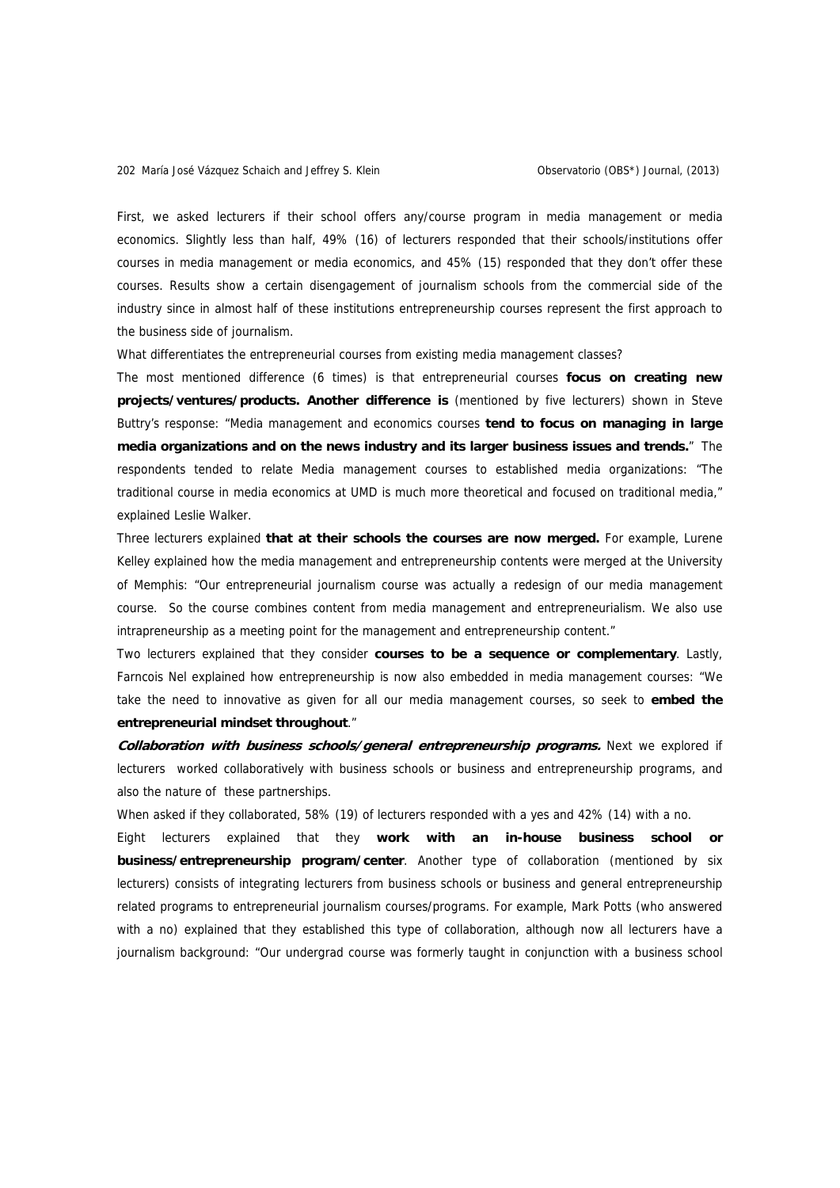First, we asked lecturers if their school offers any/course program in media management or media economics. Slightly less than half, 49% (16) of lecturers responded that their schools/institutions offer courses in media management or media economics, and 45% (15) responded that they don't offer these courses. Results show a certain disengagement of journalism schools from the commercial side of the industry since in almost half of these institutions entrepreneurship courses represent the first approach to the business side of journalism.

What differentiates the entrepreneurial courses from existing media management classes?

The most mentioned difference (6 times) is that entrepreneurial courses **focus on creating new projects/ventures/products. Another difference is** (mentioned by five lecturers) shown in Steve Buttry's response: "Media management and economics courses **tend to focus on managing in large media organizations and on the news industry and its larger business issues and trends.**" The respondents tended to relate Media management courses to established media organizations: "The traditional course in media economics at UMD is much more theoretical and focused on traditional media," explained Leslie Walker.

Three lecturers explained **that at their schools the courses are now merged.** For example, Lurene Kelley explained how the media management and entrepreneurship contents were merged at the University of Memphis: "Our entrepreneurial journalism course was actually a redesign of our media management course. So the course combines content from media management and entrepreneurialism. We also use intrapreneurship as a meeting point for the management and entrepreneurship content."

Two lecturers explained that they consider **courses to be a sequence or complementary**. Lastly, Farncois Nel explained how entrepreneurship is now also embedded in media management courses: "We take the need to innovative as given for all our media management courses, so seek to **embed the entrepreneurial mindset throughout**."

***Collaboration with business schools/general entrepreneurship programs.*** Next we explored if lecturers worked collaboratively with business schools or business and entrepreneurship programs, and also the nature of these partnerships.

When asked if they collaborated, 58% (19) of lecturers responded with a yes and 42% (14) with a no.

Eight lecturers explained that they **work with an in-house business school or business/entrepreneurship program/center**. Another type of collaboration (mentioned by six lecturers) consists of integrating lecturers from business schools or business and general entrepreneurship related programs to entrepreneurial journalism courses/programs. For example, Mark Potts (who answered with a no) explained that they established this type of collaboration, although now all lecturers have a journalism background: "Our undergrad course was formerly taught in conjunction with a business school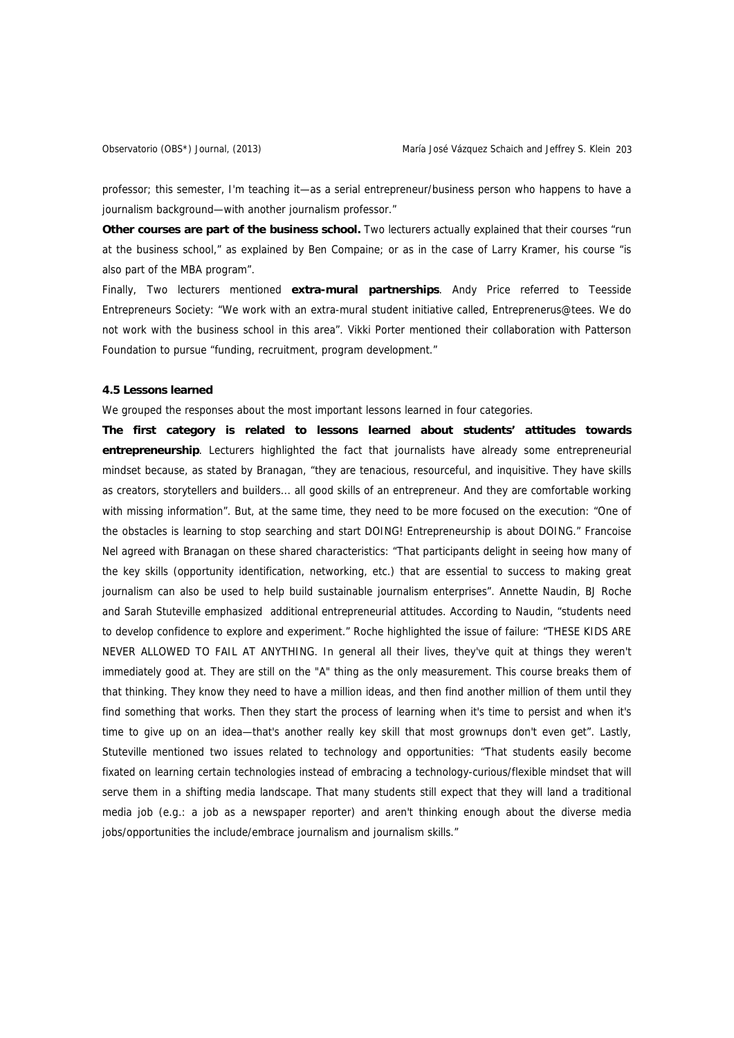professor; this semester, I'm teaching it—as a serial entrepreneur/business person who happens to have a journalism background—with another journalism professor."

**Other courses are part of the business school.** Two lecturers actually explained that their courses "run at the business school," as explained by Ben Compaine; or as in the case of Larry Kramer, his course "is also part of the MBA program".

Finally, Two lecturers mentioned **extra-mural partnerships**. Andy Price referred to Teesside Entrepreneurs Society: "We work with an extra-mural student initiative called, Entreprenerus@tees. We do not work with the business school in this area". Vikki Porter mentioned their collaboration with Patterson Foundation to pursue "funding, recruitment, program development."

### 4.5 Lessons learned

We grouped the responses about the most important lessons learned in four categories.

**The first category is related to lessons learned about students' attitudes towards entrepreneurship**. Lecturers highlighted the fact that journalists have already some entrepreneurial mindset because, as stated by Branagan, "they are tenacious, resourceful, and inquisitive. They have skills as creators, storytellers and builders... all good skills of an entrepreneur. And they are comfortable working with missing information". But, at the same time, they need to be more focused on the execution: "One of the obstacles is learning to stop searching and start DOING! Entrepreneurship is about DOING." Francoise Nel agreed with Branagan on these shared characteristics: "That participants delight in seeing how many of the key skills (opportunity identification, networking, etc.) that are essential to success to making great journalism can also be used to help build sustainable journalism enterprises". Annette Naudin, BJ Roche and Sarah Stuteville emphasized additional entrepreneurial attitudes. According to Naudin, "students need to develop confidence to explore and experiment." Roche highlighted the issue of failure: "THESE KIDS ARE NEVER ALLOWED TO FAIL AT ANYTHING. In general all their lives, they've quit at things they weren't immediately good at. They are still on the "A" thing as the only measurement. This course breaks them of that thinking. They know they need to have a million ideas, and then find another million of them until they find something that works. Then they start the process of learning when it's time to persist and when it's time to give up on an idea—that's another really key skill that most grownups don't even get". Lastly, Stuteville mentioned two issues related to technology and opportunities: "That students easily become fixated on learning certain technologies instead of embracing a technology-curious/flexible mindset that will serve them in a shifting media landscape. That many students still expect that they will land a traditional media job (e.g.: a job as a newspaper reporter) and aren't thinking enough about the diverse media jobs/opportunities the include/embrace journalism and journalism skills."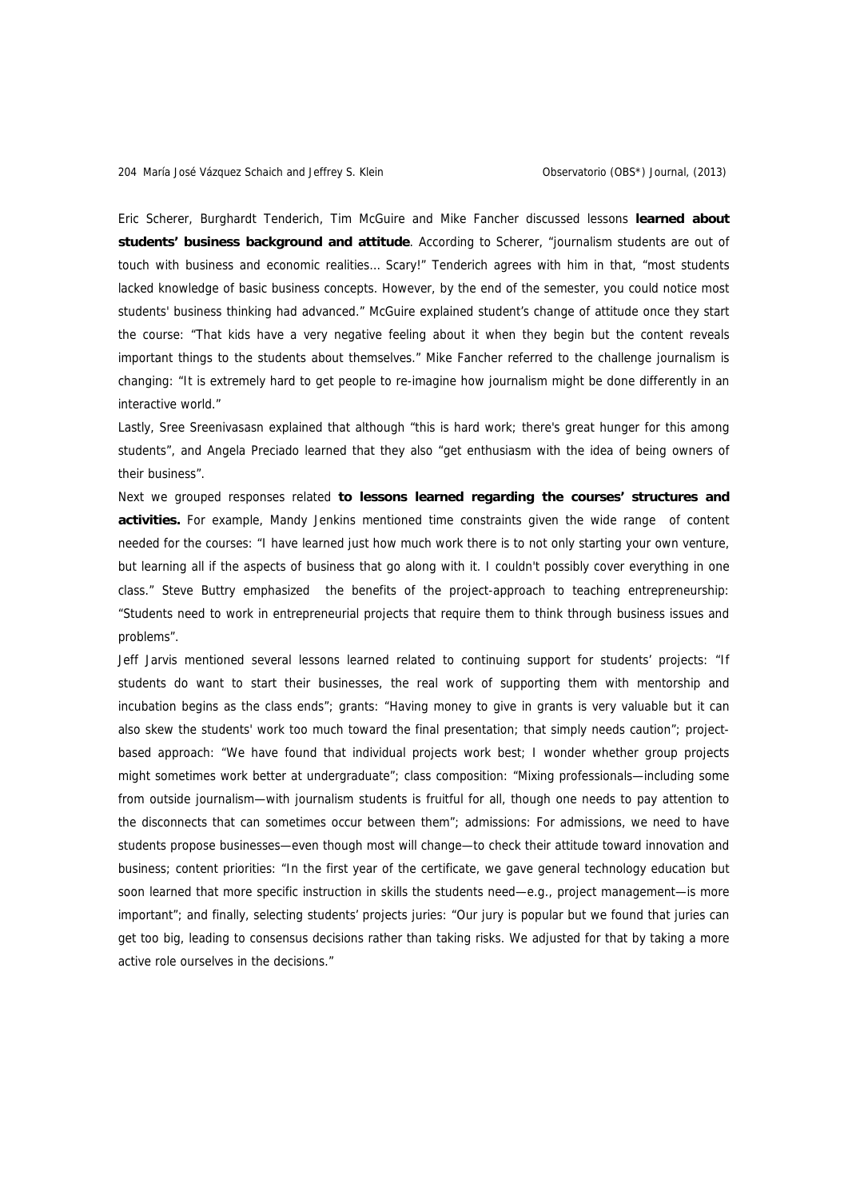Eric Scherer, Burghardt Tenderich, Tim McGuire and Mike Fancher discussed lessons **learned about students' business background and attitude**. According to Scherer, "journalism students are out of touch with business and economic realities… Scary!" Tenderich agrees with him in that, "most students lacked knowledge of basic business concepts. However, by the end of the semester, you could notice most students' business thinking had advanced." McGuire explained student's change of attitude once they start the course: "That kids have a very negative feeling about it when they begin but the content reveals important things to the students about themselves." Mike Fancher referred to the challenge journalism is changing: "It is extremely hard to get people to re-imagine how journalism might be done differently in an interactive world."

Lastly, Sree Sreenivasasn explained that although "this is hard work; there's great hunger for this among students", and Angela Preciado learned that they also "get enthusiasm with the idea of being owners of their business".

Next we grouped responses related **to lessons learned regarding the courses' structures and activities.** For example, Mandy Jenkins mentioned time constraints given the wide range of content needed for the courses: "I have learned just how much work there is to not only starting your own venture, but learning all if the aspects of business that go along with it. I couldn't possibly cover everything in one class." Steve Buttry emphasized the benefits of the project-approach to teaching entrepreneurship: "Students need to work in entrepreneurial projects that require them to think through business issues and problems".

Jeff Jarvis mentioned several lessons learned related to continuing support for students' projects: "If students do want to start their businesses, the real work of supporting them with mentorship and incubation begins as the class ends"; grants: "Having money to give in grants is very valuable but it can also skew the students' work too much toward the final presentation; that simply needs caution"; project-based approach: "We have found that individual projects work best; I wonder whether group projects might sometimes work better at undergraduate"; class composition: "Mixing professionals—including some from outside journalism—with journalism students is fruitful for all, though one needs to pay attention to the disconnects that can sometimes occur between them"; admissions: For admissions, we need to have students propose businesses—even though most will change—to check their attitude toward innovation and business; content priorities: "In the first year of the certificate, we gave general technology education but soon learned that more specific instruction in skills the students need—e.g., project management—is more important"; and finally, selecting students' projects juries: "Our jury is popular but we found that juries can get too big, leading to consensus decisions rather than taking risks. We adjusted for that by taking a more active role ourselves in the decisions."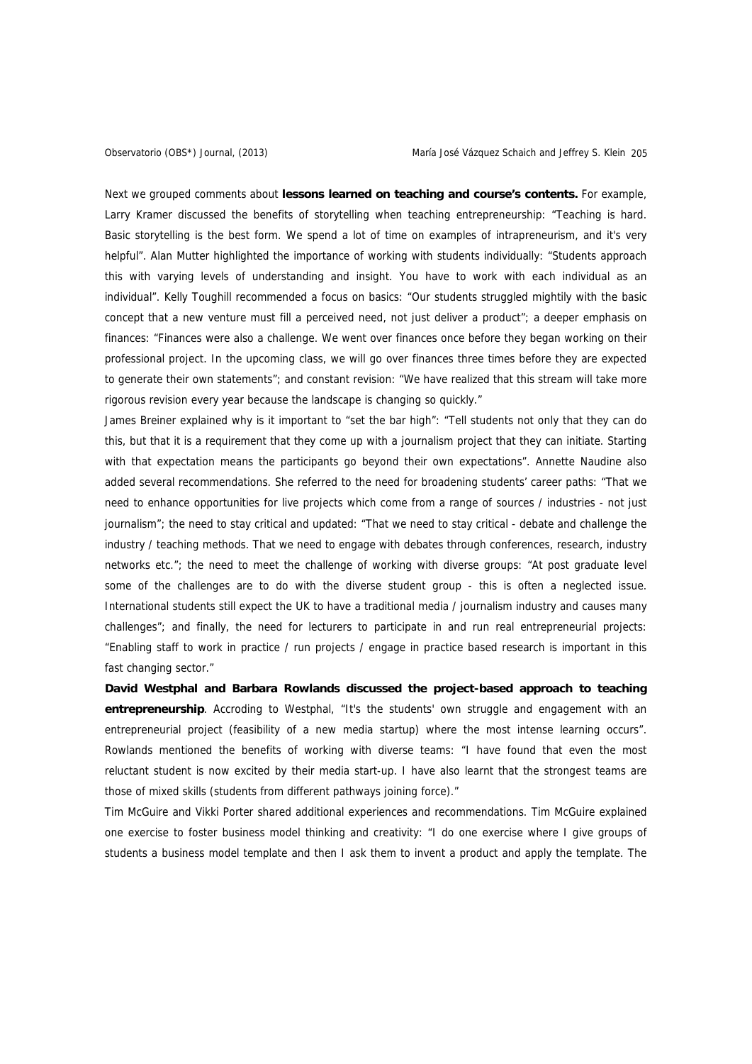Next we grouped comments about **lessons learned on teaching and course's contents.** For example, Larry Kramer discussed the benefits of storytelling when teaching entrepreneurship: "Teaching is hard. Basic storytelling is the best form. We spend a lot of time on examples of intrapreneurism, and it's very helpful". Alan Mutter highlighted the importance of working with students individually: "Students approach this with varying levels of understanding and insight. You have to work with each individual as an individual". Kelly Toughill recommended a focus on basics: "Our students struggled mightily with the basic concept that a new venture must fill a perceived need, not just deliver a product"; a deeper emphasis on finances: "Finances were also a challenge. We went over finances once before they began working on their professional project. In the upcoming class, we will go over finances three times before they are expected to generate their own statements"; and constant revision: "We have realized that this stream will take more rigorous revision every year because the landscape is changing so quickly."

James Breiner explained why is it important to "set the bar high": "Tell students not only that they can do this, but that it is a requirement that they come up with a journalism project that they can initiate. Starting with that expectation means the participants go beyond their own expectations". Annette Naudine also added several recommendations. She referred to the need for broadening students' career paths: "That we need to enhance opportunities for live projects which come from a range of sources / industries - not just journalism"; the need to stay critical and updated: "That we need to stay critical - debate and challenge the industry / teaching methods. That we need to engage with debates through conferences, research, industry networks etc."; the need to meet the challenge of working with diverse groups: "At post graduate level some of the challenges are to do with the diverse student group - this is often a neglected issue. International students still expect the UK to have a traditional media / journalism industry and causes many challenges"; and finally, the need for lecturers to participate in and run real entrepreneurial projects: "Enabling staff to work in practice / run projects / engage in practice based research is important in this fast changing sector."

**David Westphal and Barbara Rowlands discussed the project-based approach to teaching entrepreneurship**. Accroding to Westphal, "It's the students' own struggle and engagement with an entrepreneurial project (feasibility of a new media startup) where the most intense learning occurs". Rowlands mentioned the benefits of working with diverse teams: "I have found that even the most reluctant student is now excited by their media start-up. I have also learnt that the strongest teams are those of mixed skills (students from different pathways joining force)."

Tim McGuire and Vikki Porter shared additional experiences and recommendations. Tim McGuire explained one exercise to foster business model thinking and creativity: "I do one exercise where I give groups of students a business model template and then I ask them to invent a product and apply the template. The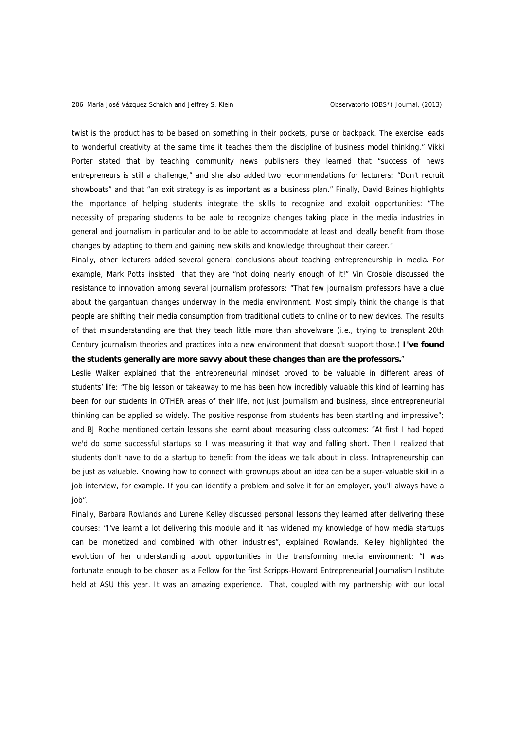twist is the product has to be based on something in their pockets, purse or backpack. The exercise leads to wonderful creativity at the same time it teaches them the discipline of business model thinking." Vikki Porter stated that by teaching community news publishers they learned that "success of news entrepreneurs is still a challenge," and she also added two recommendations for lecturers: "Don't recruit showboats" and that "an exit strategy is as important as a business plan." Finally, David Baines highlights the importance of helping students integrate the skills to recognize and exploit opportunities: "The necessity of preparing students to be able to recognize changes taking place in the media industries in general and journalism in particular and to be able to accommodate at least and ideally benefit from those changes by adapting to them and gaining new skills and knowledge throughout their career."

Finally, other lecturers added several general conclusions about teaching entrepreneurship in media. For example, Mark Potts insisted that they are "not doing nearly enough of it!" Vin Crosbie discussed the resistance to innovation among several journalism professors: "That few journalism professors have a clue about the gargantuan changes underway in the media environment. Most simply think the change is that people are shifting their media consumption from traditional outlets to online or to new devices. The results of that misunderstanding are that they teach little more than shovelware (i.e., trying to transplant 20th Century journalism theories and practices into a new environment that doesn't support those.) **I've found the students generally are more savvy about these changes than are the professors.**"

Leslie Walker explained that the entrepreneurial mindset proved to be valuable in different areas of students' life: "The big lesson or takeaway to me has been how incredibly valuable this kind of learning has been for our students in OTHER areas of their life, not just journalism and business, since entrepreneurial thinking can be applied so widely. The positive response from students has been startling and impressive"; and BJ Roche mentioned certain lessons she learnt about measuring class outcomes: "At first I had hoped we'd do some successful startups so I was measuring it that way and falling short. Then I realized that students don't have to do a startup to benefit from the ideas we talk about in class. Intrapreneurship can be just as valuable. Knowing how to connect with grownups about an idea can be a super-valuable skill in a job interview, for example. If you can identify a problem and solve it for an employer, you'll always have a job".

Finally, Barbara Rowlands and Lurene Kelley discussed personal lessons they learned after delivering these courses: "I've learnt a lot delivering this module and it has widened my knowledge of how media startups can be monetized and combined with other industries", explained Rowlands. Kelley highlighted the evolution of her understanding about opportunities in the transforming media environment: "I was fortunate enough to be chosen as a Fellow for the first Scripps-Howard Entrepreneurial Journalism Institute held at ASU this year. It was an amazing experience. That, coupled with my partnership with our local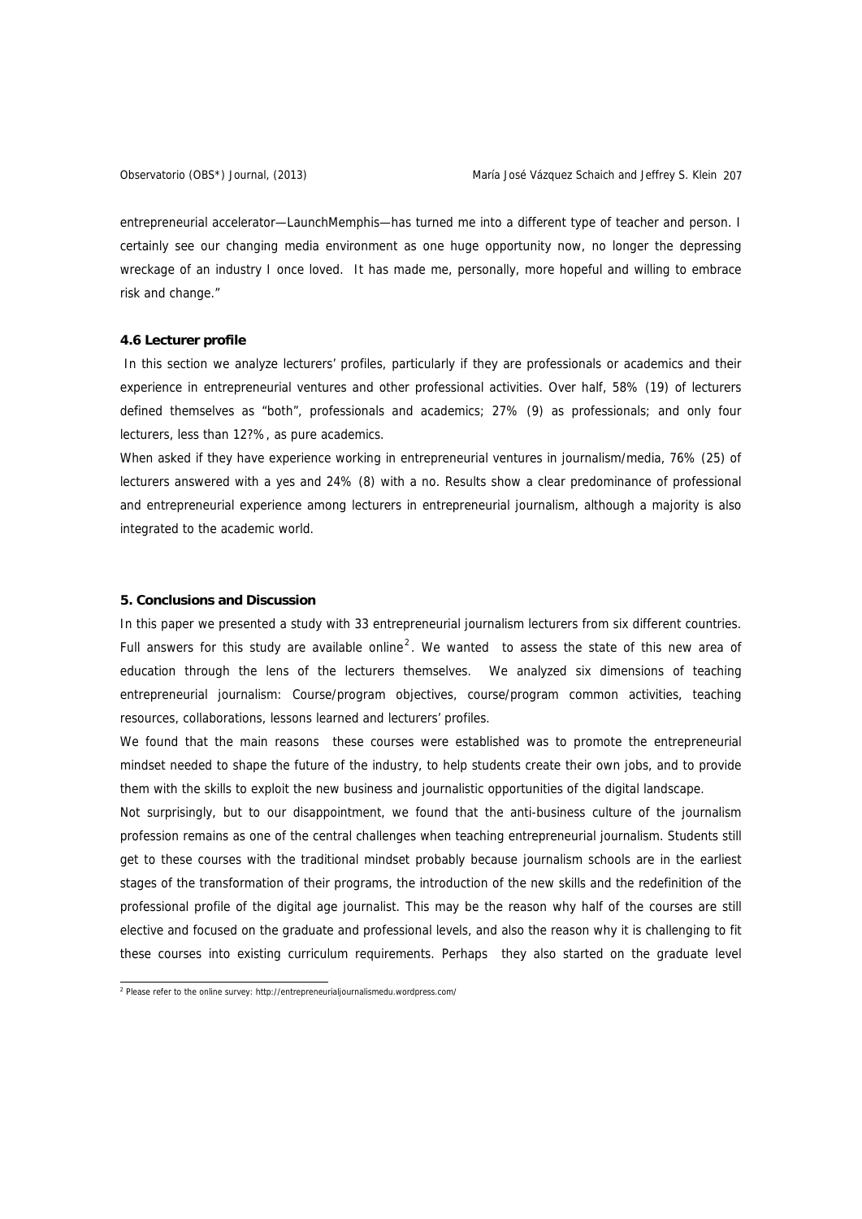entrepreneurial accelerator—LaunchMemphis—has turned me into a different type of teacher and person. I certainly see our changing media environment as one huge opportunity now, no longer the depressing wreckage of an industry I once loved. It has made me, personally, more hopeful and willing to embrace risk and change."

### 4.6 Lecturer profile

In this section we analyze lecturers' profiles, particularly if they are professionals or academics and their experience in entrepreneurial ventures and other professional activities. Over half, 58% (19) of lecturers defined themselves as "both", professionals and academics; 27% (9) as professionals; and only four lecturers, less than 12?%, as pure academics.

When asked if they have experience working in entrepreneurial ventures in journalism/media, 76% (25) of lecturers answered with a yes and 24% (8) with a no. Results show a clear predominance of professional and entrepreneurial experience among lecturers in entrepreneurial journalism, although a majority is also integrated to the academic world.

## 5. Conclusions and Discussion

In this paper we presented a study with 33 entrepreneurial journalism lecturers from six different countries. Full answers for this study are available online[2]. We wanted to assess the state of this new area of education through the lens of the lecturers themselves. We analyzed six dimensions of teaching entrepreneurial journalism: Course/program objectives, course/program common activities, teaching resources, collaborations, lessons learned and lecturers' profiles.

We found that the main reasons these courses were established was to promote the entrepreneurial mindset needed to shape the future of the industry, to help students create their own jobs, and to provide them with the skills to exploit the new business and journalistic opportunities of the digital landscape.

Not surprisingly, but to our disappointment, we found that the anti-business culture of the journalism profession remains as one of the central challenges when teaching entrepreneurial journalism. Students still get to these courses with the traditional mindset probably because journalism schools are in the earliest stages of the transformation of their programs, the introduction of the new skills and the redefinition of the professional profile of the digital age journalist. This may be the reason why half of the courses are still elective and focused on the graduate and professional levels, and also the reason why it is challenging to fit these courses into existing curriculum requirements. Perhaps they also started on the graduate level

[2] Please refer to the online survey: http://entrepreneurialjournalismedu.wordpress.com/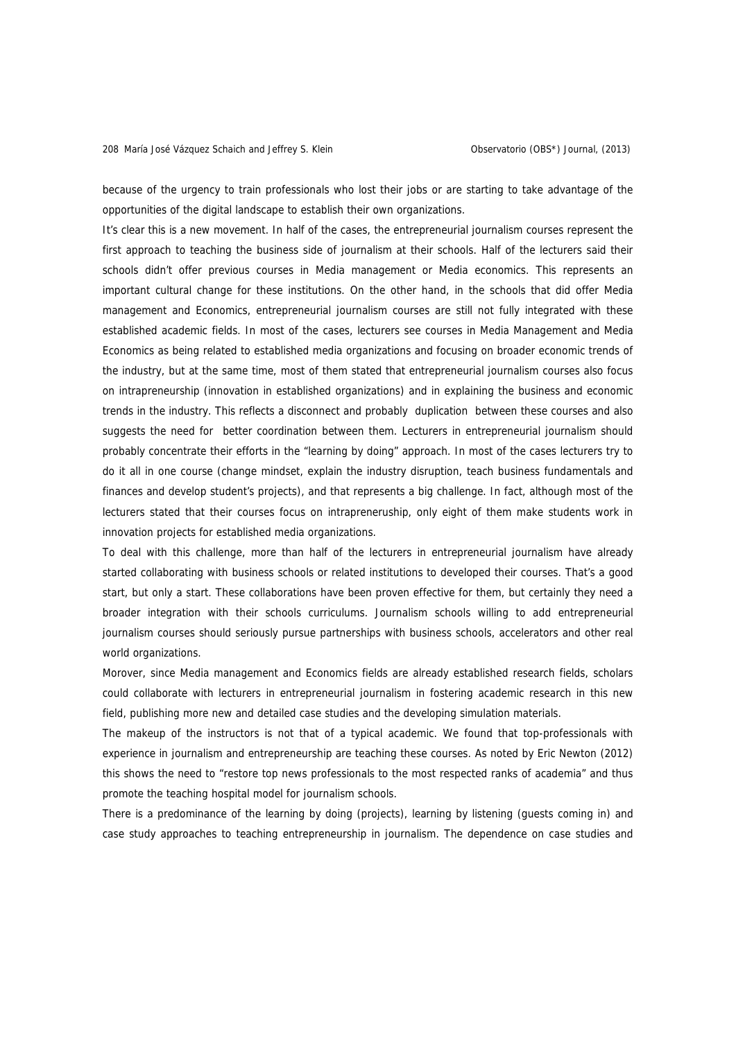because of the urgency to train professionals who lost their jobs or are starting to take advantage of the opportunities of the digital landscape to establish their own organizations.

It's clear this is a new movement. In half of the cases, the entrepreneurial journalism courses represent the first approach to teaching the business side of journalism at their schools. Half of the lecturers said their schools didn't offer previous courses in Media management or Media economics. This represents an important cultural change for these institutions. On the other hand, in the schools that did offer Media management and Economics, entrepreneurial journalism courses are still not fully integrated with these established academic fields. In most of the cases, lecturers see courses in Media Management and Media Economics as being related to established media organizations and focusing on broader economic trends of the industry, but at the same time, most of them stated that entrepreneurial journalism courses also focus on intrapreneurship (innovation in established organizations) and in explaining the business and economic trends in the industry. This reflects a disconnect and probably duplication between these courses and also suggests the need for better coordination between them. Lecturers in entrepreneurial journalism should probably concentrate their efforts in the "learning by doing" approach. In most of the cases lecturers try to do it all in one course (change mindset, explain the industry disruption, teach business fundamentals and finances and develop student's projects), and that represents a big challenge. In fact, although most of the lecturers stated that their courses focus on intrapreneruship, only eight of them make students work in innovation projects for established media organizations.

To deal with this challenge, more than half of the lecturers in entrepreneurial journalism have already started collaborating with business schools or related institutions to developed their courses. That's a good start, but only a start. These collaborations have been proven effective for them, but certainly they need a broader integration with their schools curriculums. Journalism schools willing to add entrepreneurial journalism courses should seriously pursue partnerships with business schools, accelerators and other real world organizations.

Morover, since Media management and Economics fields are already established research fields, scholars could collaborate with lecturers in entrepreneurial journalism in fostering academic research in this new field, publishing more new and detailed case studies and the developing simulation materials.

The makeup of the instructors is not that of a typical academic. We found that top-professionals with experience in journalism and entrepreneurship are teaching these courses. As noted by Eric Newton (2012) this shows the need to "restore top news professionals to the most respected ranks of academia" and thus promote the teaching hospital model for journalism schools.

There is a predominance of the learning by doing (projects), learning by listening (guests coming in) and case study approaches to teaching entrepreneurship in journalism. The dependence on case studies and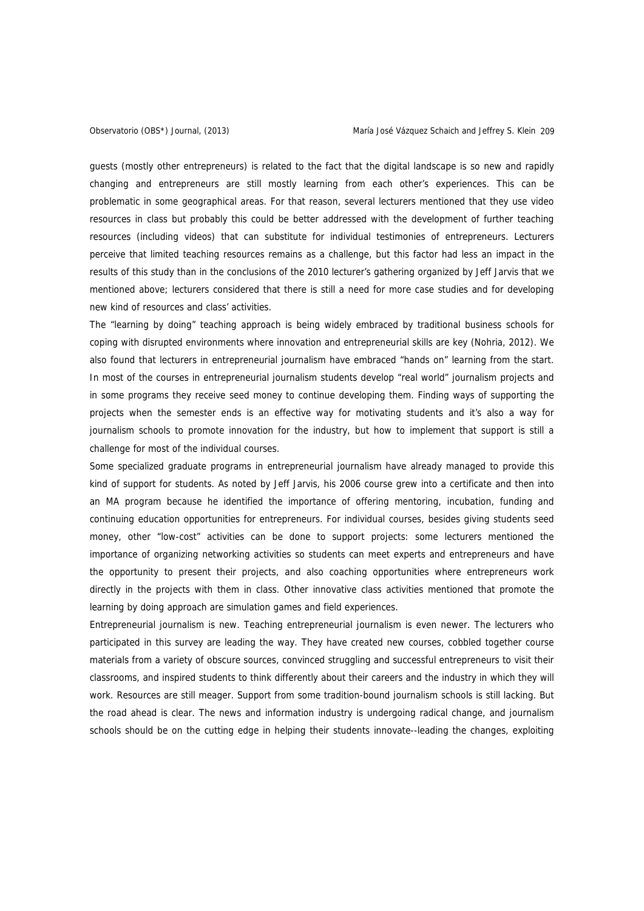guests (mostly other entrepreneurs) is related to the fact that the digital landscape is so new and rapidly changing and entrepreneurs are still mostly learning from each other's experiences. This can be problematic in some geographical areas. For that reason, several lecturers mentioned that they use video resources in class but probably this could be better addressed with the development of further teaching resources (including videos) that can substitute for individual testimonies of entrepreneurs. Lecturers perceive that limited teaching resources remains as a challenge, but this factor had less an impact in the results of this study than in the conclusions of the 2010 lecturer's gathering organized by Jeff Jarvis that we mentioned above; lecturers considered that there is still a need for more case studies and for developing new kind of resources and class' activities.

The "learning by doing" teaching approach is being widely embraced by traditional business schools for coping with disrupted environments where innovation and entrepreneurial skills are key (Nohria, 2012). We also found that lecturers in entrepreneurial journalism have embraced "hands on" learning from the start. In most of the courses in entrepreneurial journalism students develop "real world" journalism projects and in some programs they receive seed money to continue developing them. Finding ways of supporting the projects when the semester ends is an effective way for motivating students and it's also a way for journalism schools to promote innovation for the industry, but how to implement that support is still a challenge for most of the individual courses.

Some specialized graduate programs in entrepreneurial journalism have already managed to provide this kind of support for students. As noted by Jeff Jarvis, his 2006 course grew into a certificate and then into an MA program because he identified the importance of offering mentoring, incubation, funding and continuing education opportunities for entrepreneurs. For individual courses, besides giving students seed money, other "low-cost" activities can be done to support projects: some lecturers mentioned the importance of organizing networking activities so students can meet experts and entrepreneurs and have the opportunity to present their projects, and also coaching opportunities where entrepreneurs work directly in the projects with them in class. Other innovative class activities mentioned that promote the learning by doing approach are simulation games and field experiences.

Entrepreneurial journalism is new. Teaching entrepreneurial journalism is even newer. The lecturers who participated in this survey are leading the way. They have created new courses, cobbled together course materials from a variety of obscure sources, convinced struggling and successful entrepreneurs to visit their classrooms, and inspired students to think differently about their careers and the industry in which they will work. Resources are still meager. Support from some tradition-bound journalism schools is still lacking. But the road ahead is clear. The news and information industry is undergoing radical change, and journalism schools should be on the cutting edge in helping their students innovate--leading the changes, exploiting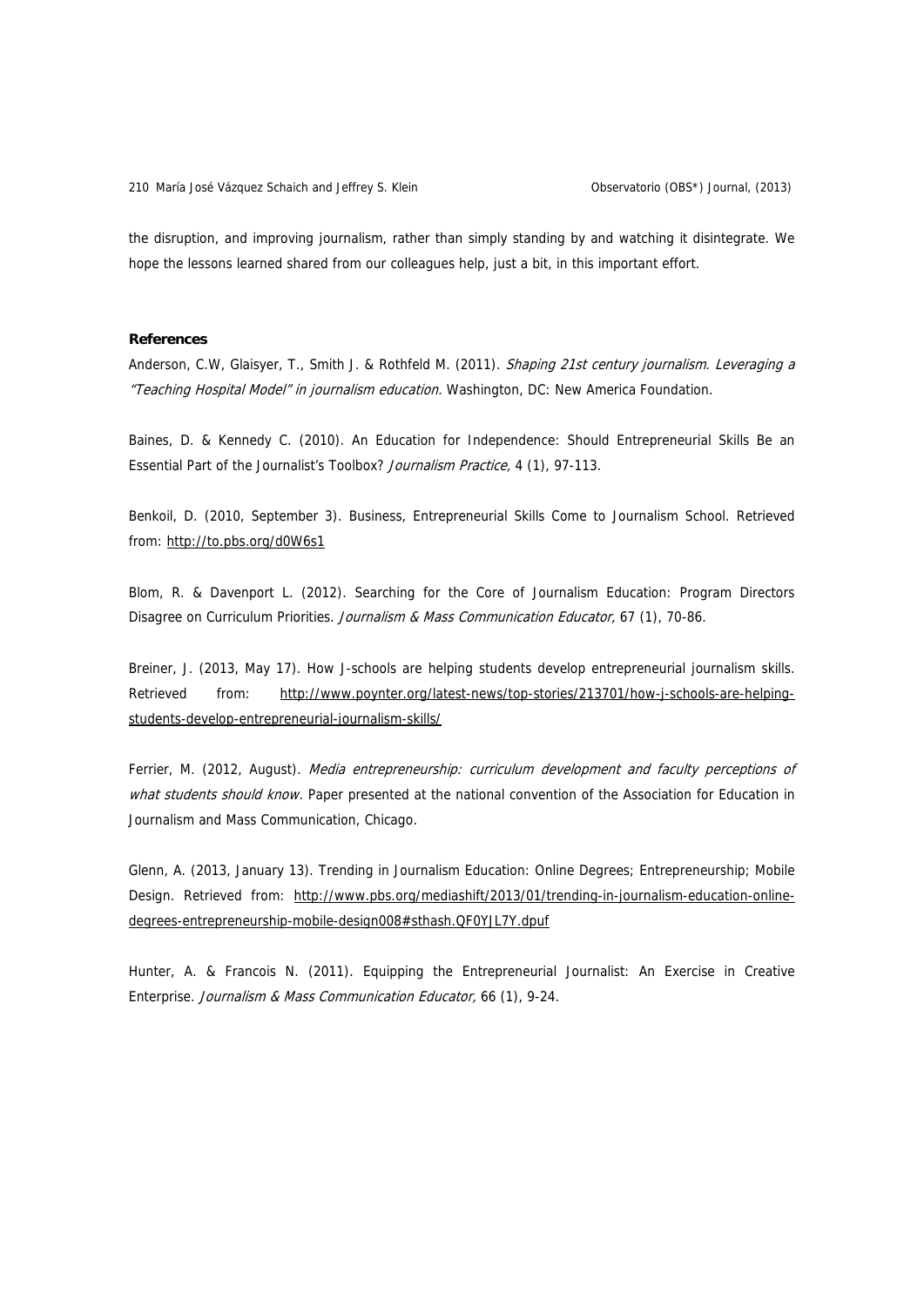the disruption, and improving journalism, rather than simply standing by and watching it disintegrate. We hope the lessons learned shared from our colleagues help, just a bit, in this important effort.

**References**

Anderson, C.W, Glaisyer, T., Smith J. & Rothfeld M. (2011). *Shaping 21st century journalism. Leveraging a "Teaching Hospital Model" in journalism education.* Washington, DC: New America Foundation.

Baines, D. & Kennedy C. (2010). An Education for Independence: Should Entrepreneurial Skills Be an Essential Part of the Journalist's Toolbox? *Journalism Practice,* 4 (1), 97-113.

Benkoil, D. (2010, September 3). Business, Entrepreneurial Skills Come to Journalism School. Retrieved from: http://to.pbs.org/d0W6s1

Blom, R. & Davenport L. (2012). Searching for the Core of Journalism Education: Program Directors Disagree on Curriculum Priorities. *Journalism & Mass Communication Educator,* 67 (1), 70-86.

Breiner, J. (2013, May 17). How J-schools are helping students develop entrepreneurial journalism skills. Retrieved from: http://www.poynter.org/latest-news/top-stories/213701/how-j-schools-are-helping-students-develop-entrepreneurial-journalism-skills/

Ferrier, M. (2012, August). *Media entrepreneurship: curriculum development and faculty perceptions of what students should know.* Paper presented at the national convention of the Association for Education in Journalism and Mass Communication, Chicago.

Glenn, A. (2013, January 13). Trending in Journalism Education: Online Degrees; Entrepreneurship; Mobile Design. Retrieved from: http://www.pbs.org/mediashift/2013/01/trending-in-journalism-education-online-degrees-entrepreneurship-mobile-design008#sthash.QF0YJL7Y.dpuf

Hunter, A. & Francois N. (2011). Equipping the Entrepreneurial Journalist: An Exercise in Creative Enterprise. *Journalism & Mass Communication Educator,* 66 (1), 9-24.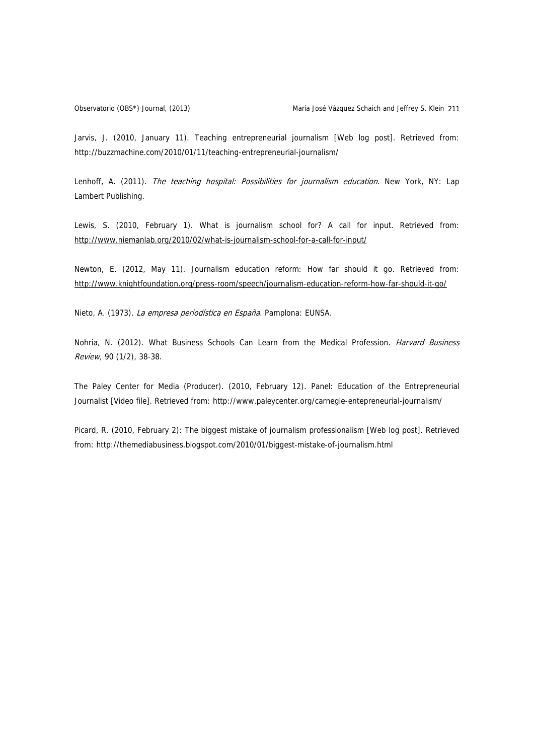Jarvis, J. (2010, January 11). Teaching entrepreneurial journalism [Web log post]. Retrieved from: http://buzzmachine.com/2010/01/11/teaching-entrepreneurial-journalism/

Lenhoff, A. (2011). *The teaching hospital: Possibilities for journalism education.* New York, NY: Lap Lambert Publishing.

Lewis, S. (2010, February 1). What is journalism school for? A call for input. Retrieved from: http://www.niemanlab.org/2010/02/what-is-journalism-school-for-a-call-for-input/

Newton, E. (2012, May 11). Journalism education reform: How far should it go. Retrieved from: http://www.knightfoundation.org/press-room/speech/journalism-education-reform-how-far-should-it-go/

Nieto, A. (1973). *La empresa periodística en España*. Pamplona: EUNSA.

Nohria, N. (2012). What Business Schools Can Learn from the Medical Profession. *Harvard Business Review*, 90 (1/2), 38-38.

The Paley Center for Media (Producer). (2010, February 12). Panel: Education of the Entrepreneurial Journalist [Video file]. Retrieved from: http://www.paleycenter.org/carnegie-entepreneurial-journalism/

Picard, R. (2010, February 2): The biggest mistake of journalism professionalism [Web log post]. Retrieved from: http://themediabusiness.blogspot.com/2010/01/biggest-mistake-of-journalism.html